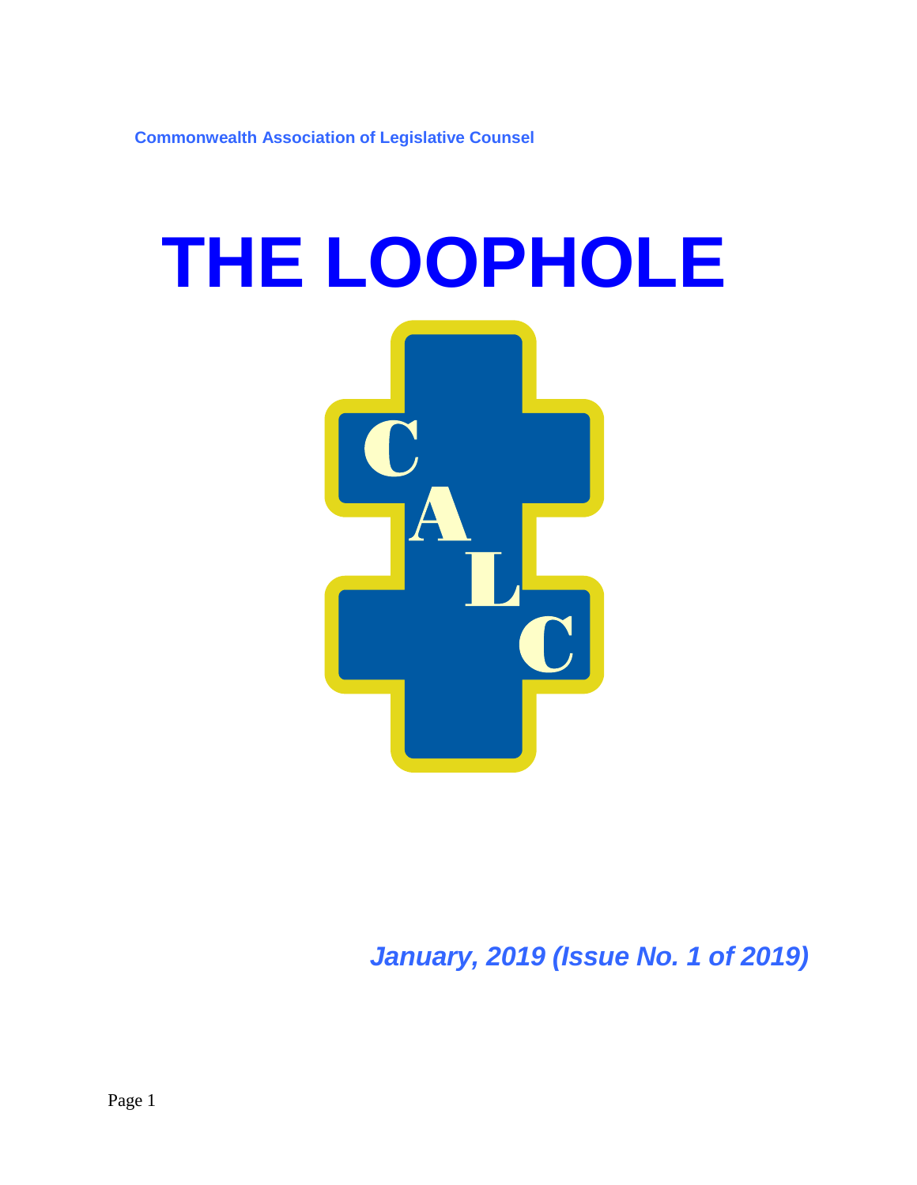Commonwealth Association of Legislative Counsel

# THE LOOPHOLE

CALC

*January, 2019 (Issue No. 1 of 2019)*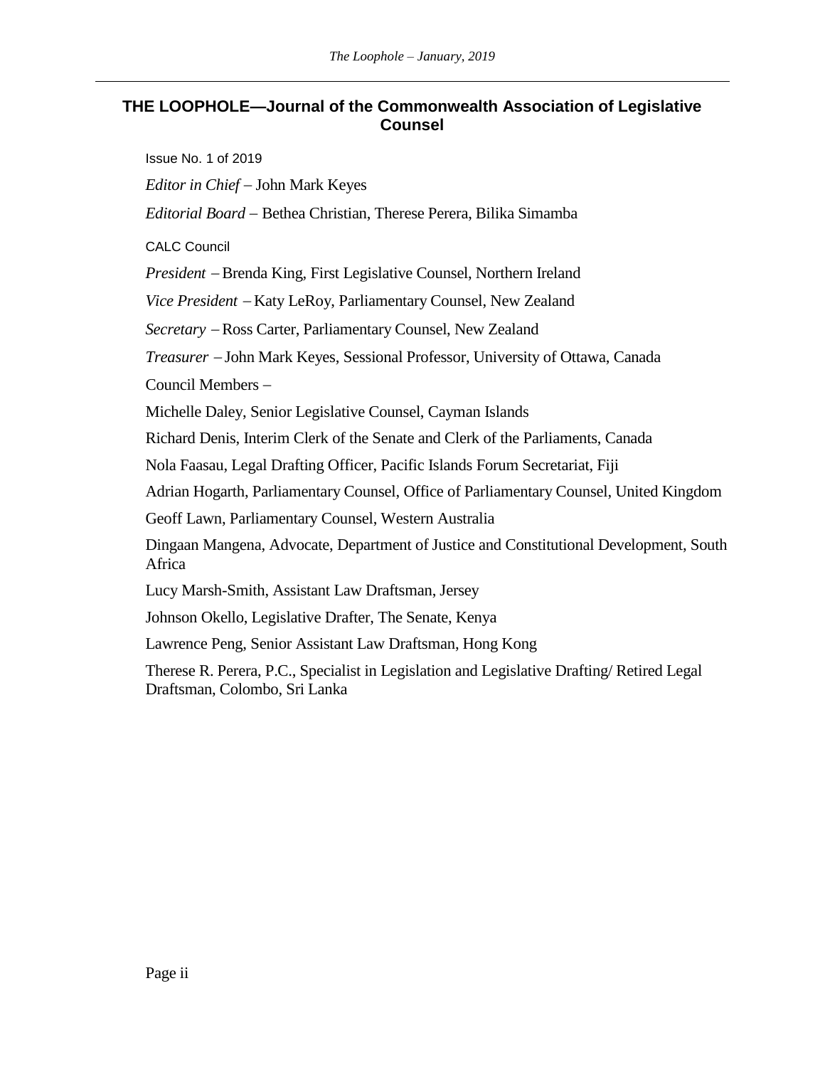## THE LOOPHOLE—Journal of the Commonwealth Association of Legislative Counsel

Issue No. 1 of 2019

*Editor in Chief* – John Mark Keyes

*Editorial Board* – Bethea Christian, Therese Perera, Bilika Simamba

CALC Council

*President* – Brenda King, First Legislative Counsel, Northern Ireland

*Vice President* – Katy LeRoy, Parliamentary Counsel, New Zealand

*Secretary* – Ross Carter, Parliamentary Counsel, New Zealand

*Treasurer* – John Mark Keyes, Sessional Professor, University of Ottawa, Canada

Council Members –

Michelle Daley, Senior Legislative Counsel, Cayman Islands

Richard Denis, Interim Clerk of the Senate and Clerk of the Parliaments, Canada

Nola Faasau, Legal Drafting Officer, Pacific Islands Forum Secretariat, Fiji

Adrian Hogarth, Parliamentary Counsel, Office of Parliamentary Counsel, United Kingdom

Geoff Lawn, Parliamentary Counsel, Western Australia

Dingaan Mangena, Advocate, Department of Justice and Constitutional Development, South Africa

Lucy Marsh-Smith, Assistant Law Draftsman, Jersey

Johnson Okello, Legislative Drafter, The Senate, Kenya

Lawrence Peng, Senior Assistant Law Draftsman, Hong Kong

Therese R. Perera, P.C., Specialist in Legislation and Legislative Drafting/ Retired Legal Draftsman, Colombo, Sri Lanka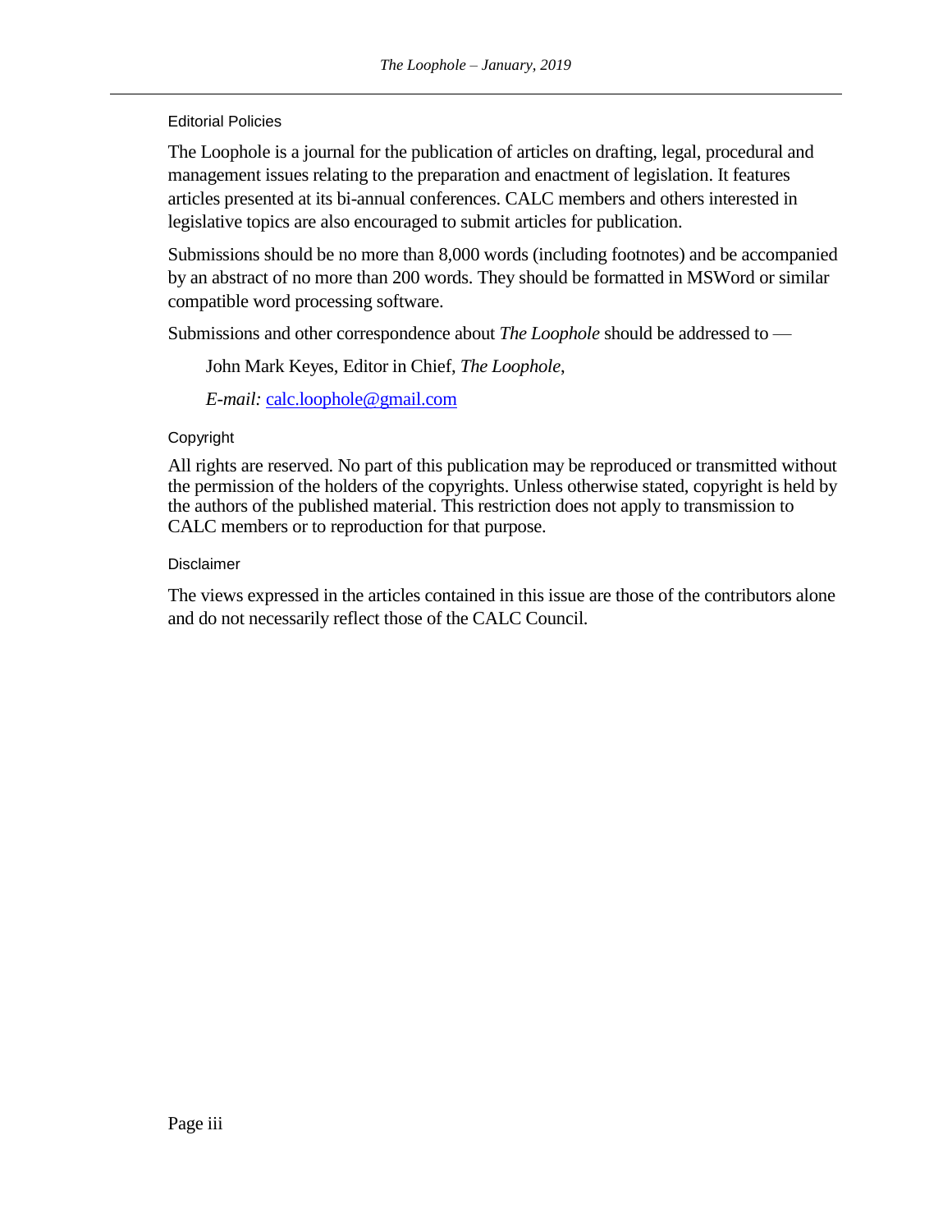## Editorial Policies

The Loophole is a journal for the publication of articles on drafting, legal, procedural and management issues relating to the preparation and enactment of legislation. It features articles presented at its bi-annual conferences. CALC members and others interested in legislative topics are also encouraged to submit articles for publication.

Submissions should be no more than 8,000 words (including footnotes) and be accompanied by an abstract of no more than 200 words. They should be formatted in MSWord or similar compatible word processing software.

Submissions and other correspondence about *The Loophole* should be addressed to —

> John Mark Keyes, Editor in Chief, *The Loophole*,
>
> *E-mail:* calc.loophole@gmail.com

## Copyright

All rights are reserved. No part of this publication may be reproduced or transmitted without the permission of the holders of the copyrights. Unless otherwise stated, copyright is held by the authors of the published material. This restriction does not apply to transmission to CALC members or to reproduction for that purpose.

## Disclaimer

The views expressed in the articles contained in this issue are those of the contributors alone and do not necessarily reflect those of the CALC Council.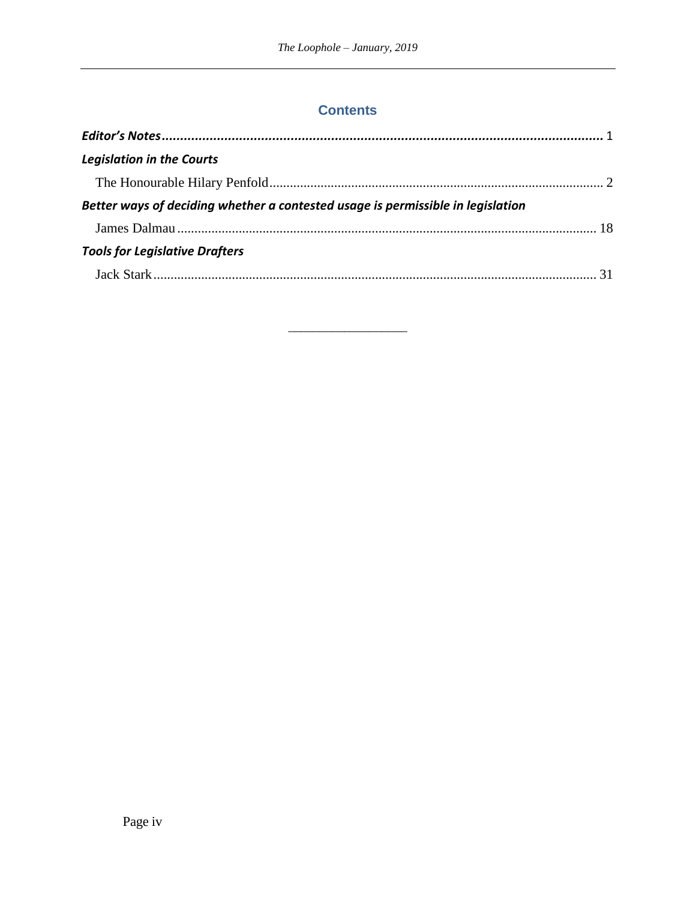## Contents

***Editor's Notes*** ........................................................................................................................ 1

***Legislation in the Courts***

The Honourable Hilary Penfold ................................................................................................. 2

***Better ways of deciding whether a contested usage is permissible in legislation***

James Dalmau ........................................................................................................................ 18

***Tools for Legislative Drafters***

Jack Stark ................................................................................................................................ 31

---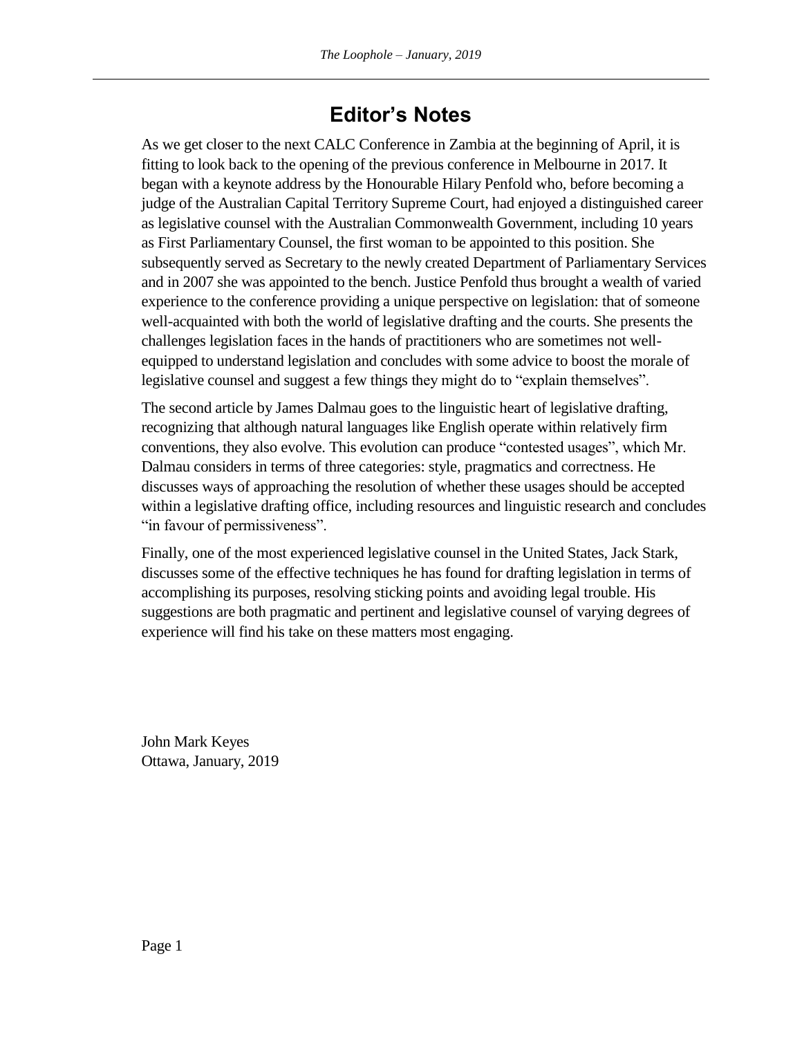# Editor's Notes

As we get closer to the next CALC Conference in Zambia at the beginning of April, it is fitting to look back to the opening of the previous conference in Melbourne in 2017. It began with a keynote address by the Honourable Hilary Penfold who, before becoming a judge of the Australian Capital Territory Supreme Court, had enjoyed a distinguished career as legislative counsel with the Australian Commonwealth Government, including 10 years as First Parliamentary Counsel, the first woman to be appointed to this position. She subsequently served as Secretary to the newly created Department of Parliamentary Services and in 2007 she was appointed to the bench. Justice Penfold thus brought a wealth of varied experience to the conference providing a unique perspective on legislation: that of someone well-acquainted with both the world of legislative drafting and the courts. She presents the challenges legislation faces in the hands of practitioners who are sometimes not well-equipped to understand legislation and concludes with some advice to boost the morale of legislative counsel and suggest a few things they might do to "explain themselves".

The second article by James Dalmau goes to the linguistic heart of legislative drafting, recognizing that although natural languages like English operate within relatively firm conventions, they also evolve. This evolution can produce "contested usages", which Mr. Dalmau considers in terms of three categories: style, pragmatics and correctness. He discusses ways of approaching the resolution of whether these usages should be accepted within a legislative drafting office, including resources and linguistic research and concludes "in favour of permissiveness".

Finally, one of the most experienced legislative counsel in the United States, Jack Stark, discusses some of the effective techniques he has found for drafting legislation in terms of accomplishing its purposes, resolving sticking points and avoiding legal trouble. His suggestions are both pragmatic and pertinent and legislative counsel of varying degrees of experience will find his take on these matters most engaging.

John Mark Keyes
Ottawa, January, 2019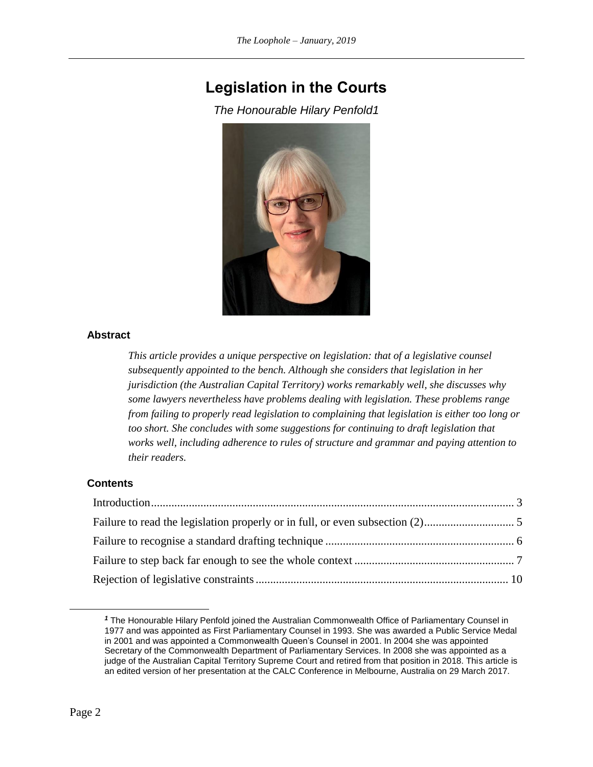# Legislation in the Courts

*The Honourable Hilary Penfold[1]*

### Abstract

*This article provides a unique perspective on legislation: that of a legislative counsel subsequently appointed to the bench. Although she considers that legislation in her jurisdiction (the Australian Capital Territory) works remarkably well, she discusses why some lawyers nevertheless have problems dealing with legislation. These problems range from failing to properly read legislation to complaining that legislation is either too long or too short. She concludes with some suggestions for continuing to draft legislation that works well, including adherence to rules of structure and grammar and paying attention to their readers.*

### Contents

Introduction ........................................................................................................... 3
Failure to read the legislation properly or in full, or even subsection (2) ............................... 5
Failure to recognise a standard drafting technique ................................................................. 6
Failure to step back far enough to see the whole context ....................................................... 7
Rejection of legislative constraints ...................................................................................... 10

---

[1] The Honourable Hilary Penfold joined the Australian Commonwealth Office of Parliamentary Counsel in 1977 and was appointed as First Parliamentary Counsel in 1993. She was awarded a Public Service Medal in 2001 and was appointed a Commonwealth Queen's Counsel in 2001. In 2004 she was appointed Secretary of the Commonwealth Department of Parliamentary Services. In 2008 she was appointed as a judge of the Australian Capital Territory Supreme Court and retired from that position in 2018. This article is an edited version of her presentation at the CALC Conference in Melbourne, Australia on 29 March 2017.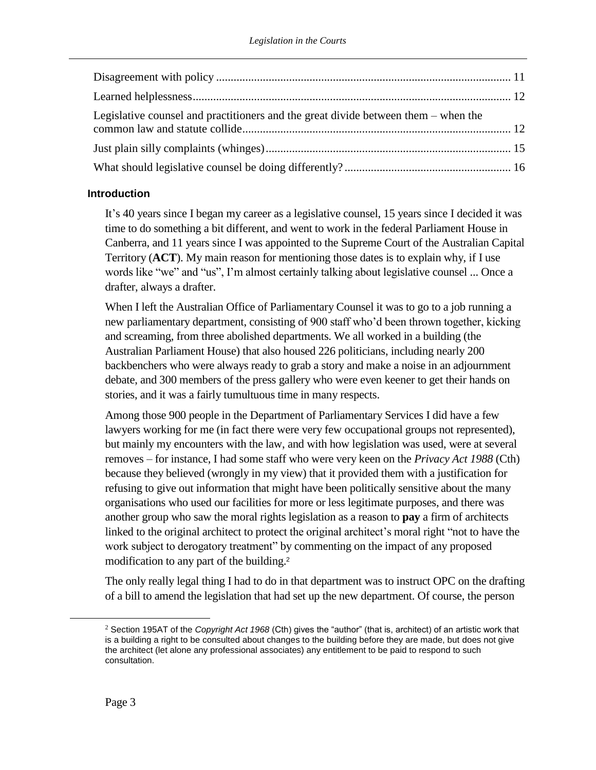Disagreement with policy ..................................................................................................... 11

Learned helplessness ............................................................................................................ 12

Legislative counsel and practitioners and the great divide between them – when the common law and statute collide ........................................................................................... 12

Just plain silly complaints (whinges) ................................................................................... 15

What should legislative counsel be doing differently? ......................................................... 16

### Introduction

It's 40 years since I began my career as a legislative counsel, 15 years since I decided it was time to do something a bit different, and went to work in the federal Parliament House in Canberra, and 11 years since I was appointed to the Supreme Court of the Australian Capital Territory (**ACT**). My main reason for mentioning those dates is to explain why, if I use words like "we" and "us", I'm almost certainly talking about legislative counsel ... Once a drafter, always a drafter.

When I left the Australian Office of Parliamentary Counsel it was to go to a job running a new parliamentary department, consisting of 900 staff who'd been thrown together, kicking and screaming, from three abolished departments. We all worked in a building (the Australian Parliament House) that also housed 226 politicians, including nearly 200 backbenchers who were always ready to grab a story and make a noise in an adjournment debate, and 300 members of the press gallery who were even keener to get their hands on stories, and it was a fairly tumultuous time in many respects.

Among those 900 people in the Department of Parliamentary Services I did have a few lawyers working for me (in fact there were very few occupational groups not represented), but mainly my encounters with the law, and with how legislation was used, were at several removes – for instance, I had some staff who were very keen on the *Privacy Act 1988* (Cth) because they believed (wrongly in my view) that it provided them with a justification for refusing to give out information that might have been politically sensitive about the many organisations who used our facilities for more or less legitimate purposes, and there was another group who saw the moral rights legislation as a reason to **pay** a firm of architects linked to the original architect to protect the original architect's moral right "not to have the work subject to derogatory treatment" by commenting on the impact of any proposed modification to any part of the building.[2]

The only really legal thing I had to do in that department was to instruct OPC on the drafting of a bill to amend the legislation that had set up the new department. Of course, the person

[2] Section 195AT of the *Copyright Act 1968* (Cth) gives the "author" (that is, architect) of an artistic work that is a building a right to be consulted about changes to the building before they are made, but does not give the architect (let alone any professional associates) any entitlement to be paid to respond to such consultation.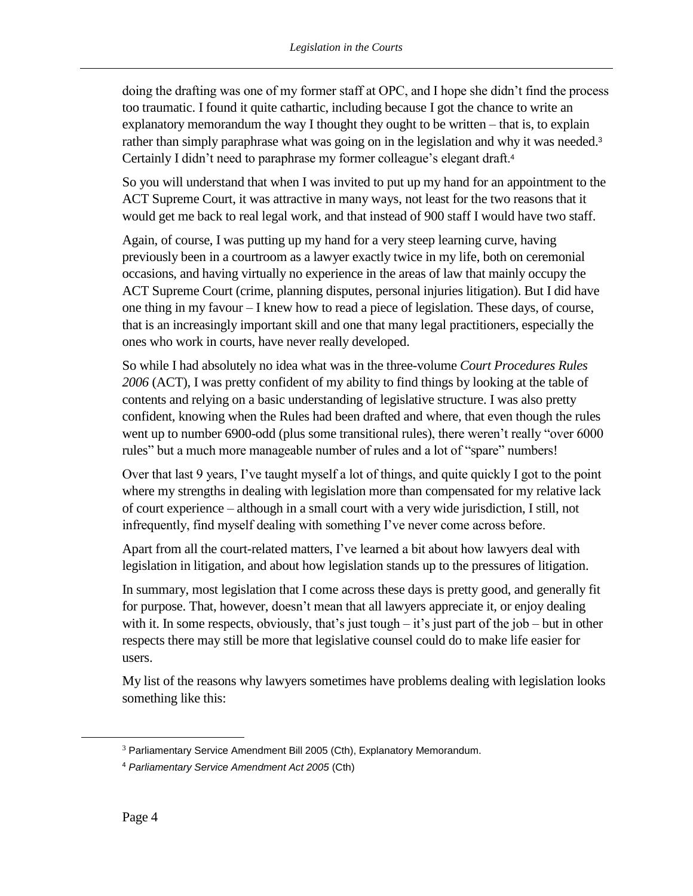doing the drafting was one of my former staff at OPC, and I hope she didn't find the process too traumatic. I found it quite cathartic, including because I got the chance to write an explanatory memorandum the way I thought they ought to be written – that is, to explain rather than simply paraphrase what was going on in the legislation and why it was needed.[3] Certainly I didn't need to paraphrase my former colleague's elegant draft.[4]

So you will understand that when I was invited to put up my hand for an appointment to the ACT Supreme Court, it was attractive in many ways, not least for the two reasons that it would get me back to real legal work, and that instead of 900 staff I would have two staff.

Again, of course, I was putting up my hand for a very steep learning curve, having previously been in a courtroom as a lawyer exactly twice in my life, both on ceremonial occasions, and having virtually no experience in the areas of law that mainly occupy the ACT Supreme Court (crime, planning disputes, personal injuries litigation). But I did have one thing in my favour – I knew how to read a piece of legislation. These days, of course, that is an increasingly important skill and one that many legal practitioners, especially the ones who work in courts, have never really developed.

So while I had absolutely no idea what was in the three-volume *Court Procedures Rules 2006* (ACT), I was pretty confident of my ability to find things by looking at the table of contents and relying on a basic understanding of legislative structure. I was also pretty confident, knowing when the Rules had been drafted and where, that even though the rules went up to number 6900-odd (plus some transitional rules), there weren't really "over 6000 rules" but a much more manageable number of rules and a lot of "spare" numbers!

Over that last 9 years, I've taught myself a lot of things, and quite quickly I got to the point where my strengths in dealing with legislation more than compensated for my relative lack of court experience – although in a small court with a very wide jurisdiction, I still, not infrequently, find myself dealing with something I've never come across before.

Apart from all the court-related matters, I've learned a bit about how lawyers deal with legislation in litigation, and about how legislation stands up to the pressures of litigation.

In summary, most legislation that I come across these days is pretty good, and generally fit for purpose. That, however, doesn't mean that all lawyers appreciate it, or enjoy dealing with it. In some respects, obviously, that's just tough – it's just part of the job – but in other respects there may still be more that legislative counsel could do to make life easier for users.

My list of the reasons why lawyers sometimes have problems dealing with legislation looks something like this:

---

[3] Parliamentary Service Amendment Bill 2005 (Cth), Explanatory Memorandum.

[4] *Parliamentary Service Amendment Act 2005* (Cth)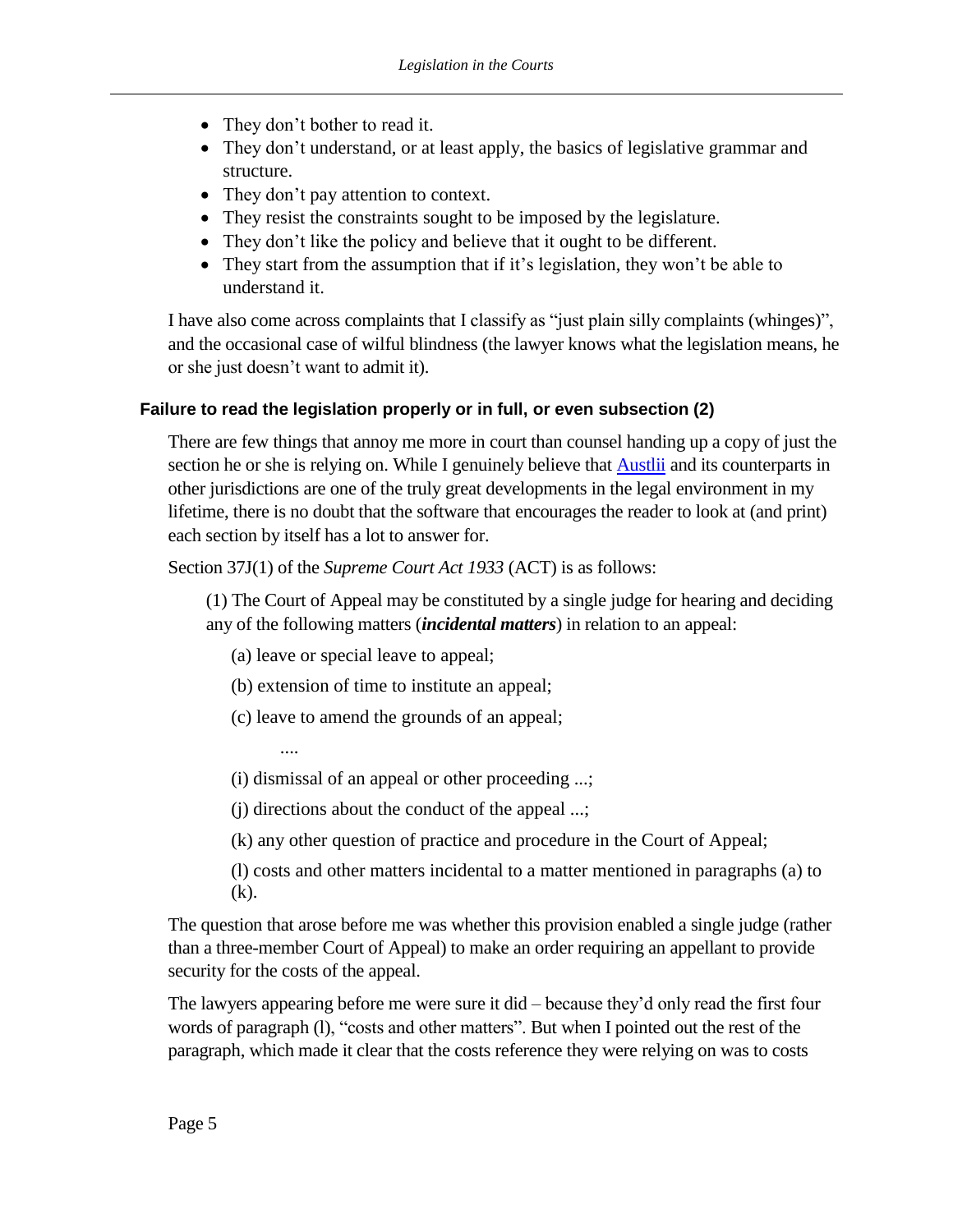- They don't bother to read it.
- They don't understand, or at least apply, the basics of legislative grammar and structure.
- They don't pay attention to context.
- They resist the constraints sought to be imposed by the legislature.
- They don't like the policy and believe that it ought to be different.
- They start from the assumption that if it's legislation, they won't be able to understand it.

I have also come across complaints that I classify as "just plain silly complaints (whinges)", and the occasional case of wilful blindness (the lawyer knows what the legislation means, he or she just doesn't want to admit it).

### Failure to read the legislation properly or in full, or even subsection (2)

There are few things that annoy me more in court than counsel handing up a copy of just the section he or she is relying on. While I genuinely believe that [Austlii](Austlii) and its counterparts in other jurisdictions are one of the truly great developments in the legal environment in my lifetime, there is no doubt that the software that encourages the reader to look at (and print) each section by itself has a lot to answer for.

Section 37J(1) of the *Supreme Court Act 1933* (ACT) is as follows:

> (1) The Court of Appeal may be constituted by a single judge for hearing and deciding any of the following matters (***incidental matters***) in relation to an appeal:
>
> (a) leave or special leave to appeal;
>
> (b) extension of time to institute an appeal;
>
> (c) leave to amend the grounds of an appeal;
>
> ....
>
> (i) dismissal of an appeal or other proceeding ...;
>
> (j) directions about the conduct of the appeal ...;
>
> (k) any other question of practice and procedure in the Court of Appeal;
>
> (l) costs and other matters incidental to a matter mentioned in paragraphs (a) to (k).

The question that arose before me was whether this provision enabled a single judge (rather than a three-member Court of Appeal) to make an order requiring an appellant to provide security for the costs of the appeal.

The lawyers appearing before me were sure it did – because they'd only read the first four words of paragraph (l), "costs and other matters". But when I pointed out the rest of the paragraph, which made it clear that the costs reference they were relying on was to costs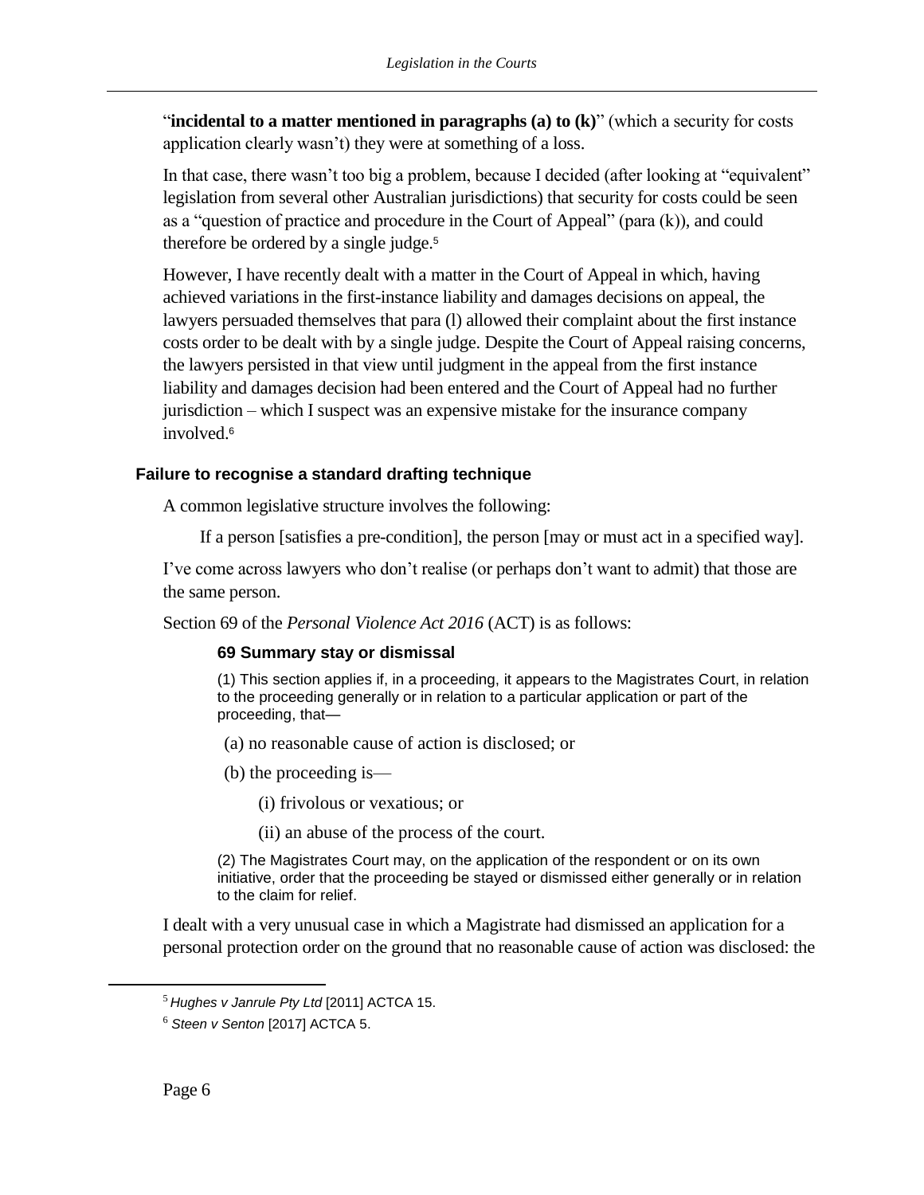"**incidental to a matter mentioned in paragraphs (a) to (k)**" (which a security for costs application clearly wasn't) they were at something of a loss.

In that case, there wasn't too big a problem, because I decided (after looking at "equivalent" legislation from several other Australian jurisdictions) that security for costs could be seen as a "question of practice and procedure in the Court of Appeal" (para (k)), and could therefore be ordered by a single judge.[5]

However, I have recently dealt with a matter in the Court of Appeal in which, having achieved variations in the first-instance liability and damages decisions on appeal, the lawyers persuaded themselves that para (l) allowed their complaint about the first instance costs order to be dealt with by a single judge. Despite the Court of Appeal raising concerns, the lawyers persisted in that view until judgment in the appeal from the first instance liability and damages decision had been entered and the Court of Appeal had no further jurisdiction – which I suspect was an expensive mistake for the insurance company involved.[6]

### Failure to recognise a standard drafting technique

A common legislative structure involves the following:

> If a person [satisfies a pre-condition], the person [may or must act in a specified way].

I've come across lawyers who don't realise (or perhaps don't want to admit) that those are the same person.

Section 69 of the *Personal Violence Act 2016* (ACT) is as follows:

> **69 Summary stay or dismissal**
>
> (1) This section applies if, in a proceeding, it appears to the Magistrates Court, in relation to the proceeding generally or in relation to a particular application or part of the proceeding, that—
>
> (a) no reasonable cause of action is disclosed; or
>
> (b) the proceeding is—
>
> (i) frivolous or vexatious; or
>
> (ii) an abuse of the process of the court.
>
> (2) The Magistrates Court may, on the application of the respondent or on its own initiative, order that the proceeding be stayed or dismissed either generally or in relation to the claim for relief.

I dealt with a very unusual case in which a Magistrate had dismissed an application for a personal protection order on the ground that no reasonable cause of action was disclosed: the

---

[5] *Hughes v Janrule Pty Ltd* [2011] ACTCA 15.

[6] *Steen v Senton* [2017] ACTCA 5.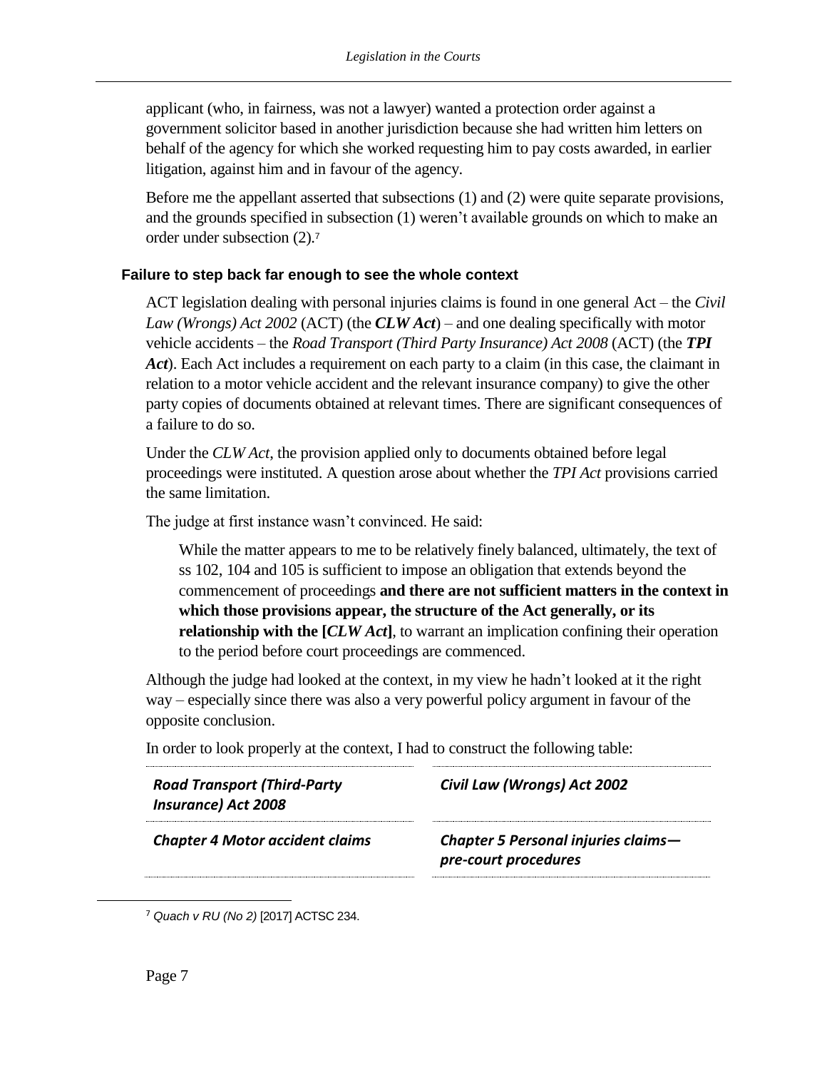applicant (who, in fairness, was not a lawyer) wanted a protection order against a government solicitor based in another jurisdiction because she had written him letters on behalf of the agency for which she worked requesting him to pay costs awarded, in earlier litigation, against him and in favour of the agency.

Before me the appellant asserted that subsections (1) and (2) were quite separate provisions, and the grounds specified in subsection (1) weren't available grounds on which to make an order under subsection (2).[7]

### Failure to step back far enough to see the whole context

ACT legislation dealing with personal injuries claims is found in one general Act – the *Civil Law (Wrongs) Act 2002* (ACT) (the ***CLW Act***) – and one dealing specifically with motor vehicle accidents – the *Road Transport (Third Party Insurance) Act 2008* (ACT) (the ***TPI Act***). Each Act includes a requirement on each party to a claim (in this case, the claimant in relation to a motor vehicle accident and the relevant insurance company) to give the other party copies of documents obtained at relevant times. There are significant consequences of a failure to do so.

Under the *CLW Act*, the provision applied only to documents obtained before legal proceedings were instituted. A question arose about whether the *TPI Act* provisions carried the same limitation.

The judge at first instance wasn't convinced. He said:

> While the matter appears to me to be relatively finely balanced, ultimately, the text of ss 102, 104 and 105 is sufficient to impose an obligation that extends beyond the commencement of proceedings **and there are not sufficient matters in the context in which those provisions appear, the structure of the Act generally, or its relationship with the [*CLW Act*]**, to warrant an implication confining their operation to the period before court proceedings are commenced.

Although the judge had looked at the context, in my view he hadn't looked at it the right way – especially since there was also a very powerful policy argument in favour of the opposite conclusion.

In order to look properly at the context, I had to construct the following table:

| ***Road Transport (Third-Party Insurance) Act 2008*** | ***Civil Law (Wrongs) Act 2002*** |
|---|---|
| ***Chapter 4 Motor accident claims*** | ***Chapter 5 Personal injuries claims—pre-court procedures*** |

[7] *Quach v RU (No 2)* [2017] ACTSC 234.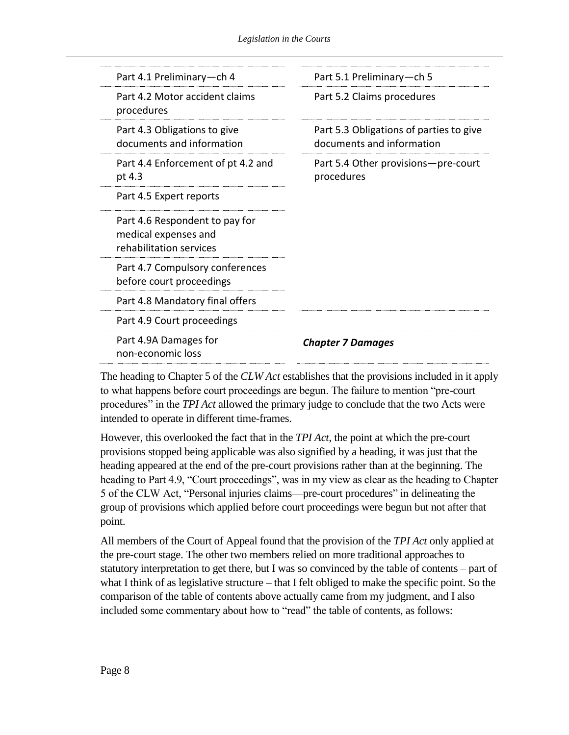| | |
|---|---|
| Part 4.1 Preliminary—ch 4 | Part 5.1 Preliminary—ch 5 |
| Part 4.2 Motor accident claims procedures | Part 5.2 Claims procedures |
| Part 4.3 Obligations to give documents and information | Part 5.3 Obligations of parties to give documents and information |
| Part 4.4 Enforcement of pt 4.2 and pt 4.3 | Part 5.4 Other provisions—pre-court procedures |
| Part 4.5 Expert reports | |
| Part 4.6 Respondent to pay for medical expenses and rehabilitation services | |
| Part 4.7 Compulsory conferences before court proceedings | |
| Part 4.8 Mandatory final offers | |
| Part 4.9 Court proceedings | |
| Part 4.9A Damages for non-economic loss | ***Chapter 7 Damages*** |

The heading to Chapter 5 of the *CLW Act* establishes that the provisions included in it apply to what happens before court proceedings are begun. The failure to mention "pre-court procedures" in the *TPI Act* allowed the primary judge to conclude that the two Acts were intended to operate in different time-frames.

However, this overlooked the fact that in the *TPI Act*, the point at which the pre-court provisions stopped being applicable was also signified by a heading, it was just that the heading appeared at the end of the pre-court provisions rather than at the beginning. The heading to Part 4.9, "Court proceedings", was in my view as clear as the heading to Chapter 5 of the CLW Act, "Personal injuries claims—pre-court procedures" in delineating the group of provisions which applied before court proceedings were begun but not after that point.

All members of the Court of Appeal found that the provision of the *TPI Act* only applied at the pre-court stage. The other two members relied on more traditional approaches to statutory interpretation to get there, but I was so convinced by the table of contents – part of what I think of as legislative structure – that I felt obliged to make the specific point. So the comparison of the table of contents above actually came from my judgment, and I also included some commentary about how to "read" the table of contents, as follows: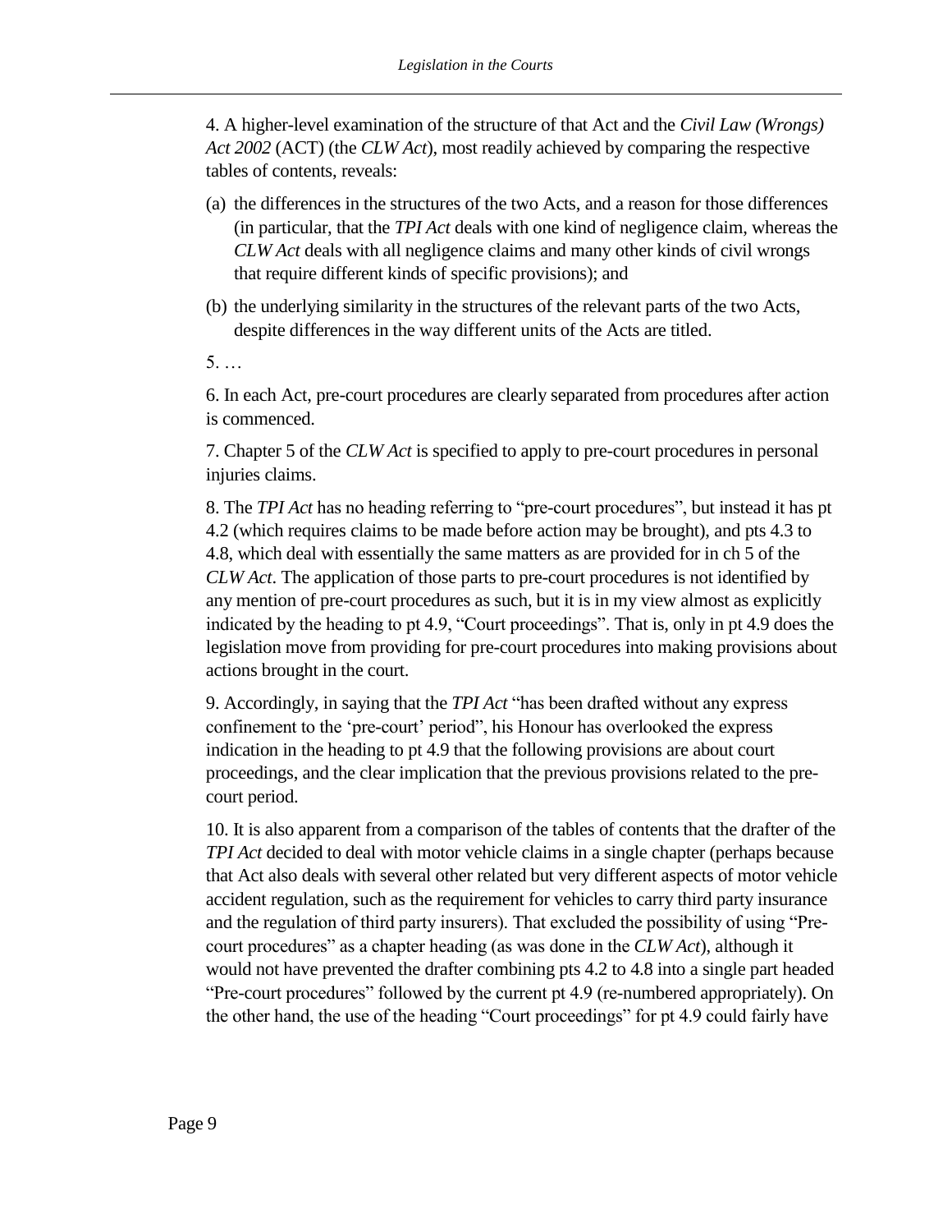4. A higher-level examination of the structure of that Act and the *Civil Law (Wrongs) Act 2002* (ACT) (the *CLW Act*), most readily achieved by comparing the respective tables of contents, reveals:

(a) the differences in the structures of the two Acts, and a reason for those differences (in particular, that the *TPI Act* deals with one kind of negligence claim, whereas the *CLW Act* deals with all negligence claims and many other kinds of civil wrongs that require different kinds of specific provisions); and

(b) the underlying similarity in the structures of the relevant parts of the two Acts, despite differences in the way different units of the Acts are titled.

5. …

6. In each Act, pre-court procedures are clearly separated from procedures after action is commenced.

7. Chapter 5 of the *CLW Act* is specified to apply to pre-court procedures in personal injuries claims.

8. The *TPI Act* has no heading referring to "pre-court procedures", but instead it has pt 4.2 (which requires claims to be made before action may be brought), and pts 4.3 to 4.8, which deal with essentially the same matters as are provided for in ch 5 of the *CLW Act*. The application of those parts to pre-court procedures is not identified by any mention of pre-court procedures as such, but it is in my view almost as explicitly indicated by the heading to pt 4.9, "Court proceedings". That is, only in pt 4.9 does the legislation move from providing for pre-court procedures into making provisions about actions brought in the court.

9. Accordingly, in saying that the *TPI Act* "has been drafted without any express confinement to the 'pre-court' period", his Honour has overlooked the express indication in the heading to pt 4.9 that the following provisions are about court proceedings, and the clear implication that the previous provisions related to the pre-court period.

10. It is also apparent from a comparison of the tables of contents that the drafter of the *TPI Act* decided to deal with motor vehicle claims in a single chapter (perhaps because that Act also deals with several other related but very different aspects of motor vehicle accident regulation, such as the requirement for vehicles to carry third party insurance and the regulation of third party insurers). That excluded the possibility of using "Pre-court procedures" as a chapter heading (as was done in the *CLW Act*), although it would not have prevented the drafter combining pts 4.2 to 4.8 into a single part headed "Pre-court procedures" followed by the current pt 4.9 (re-numbered appropriately). On the other hand, the use of the heading "Court proceedings" for pt 4.9 could fairly have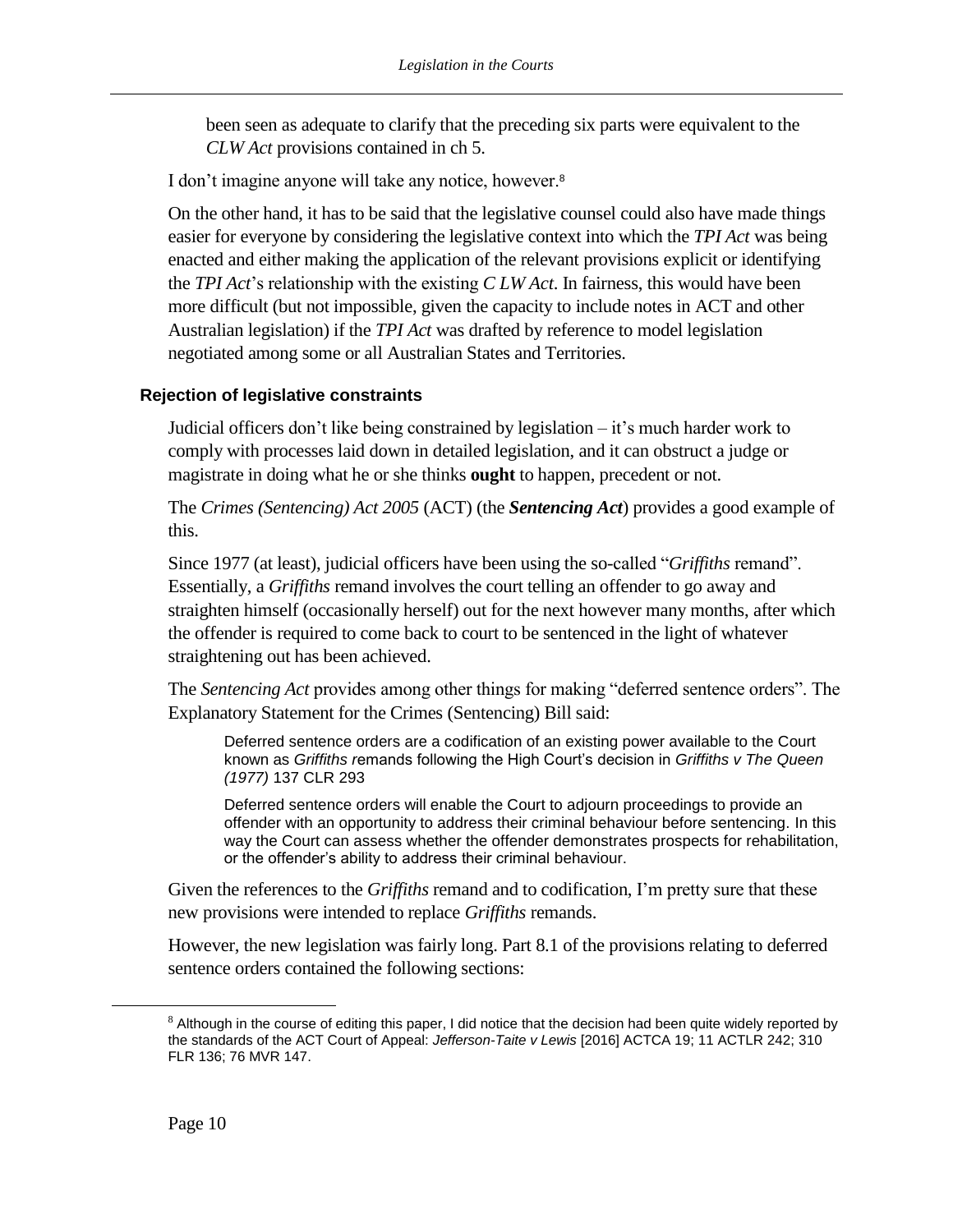been seen as adequate to clarify that the preceding six parts were equivalent to the *CLW Act* provisions contained in ch 5.

I don't imagine anyone will take any notice, however.[8]

On the other hand, it has to be said that the legislative counsel could also have made things easier for everyone by considering the legislative context into which the *TPI Act* was being enacted and either making the application of the relevant provisions explicit or identifying the *TPI Act*'s relationship with the existing *C LW Act*. In fairness, this would have been more difficult (but not impossible, given the capacity to include notes in ACT and other Australian legislation) if the *TPI Act* was drafted by reference to model legislation negotiated among some or all Australian States and Territories.

### Rejection of legislative constraints

Judicial officers don't like being constrained by legislation – it's much harder work to comply with processes laid down in detailed legislation, and it can obstruct a judge or magistrate in doing what he or she thinks **ought** to happen, precedent or not.

The *Crimes (Sentencing) Act 2005* (ACT) (the ***Sentencing Act***) provides a good example of this.

Since 1977 (at least), judicial officers have been using the so-called "*Griffiths* remand". Essentially, a *Griffiths* remand involves the court telling an offender to go away and straighten himself (occasionally herself) out for the next however many months, after which the offender is required to come back to court to be sentenced in the light of whatever straightening out has been achieved.

The *Sentencing Act* provides among other things for making "deferred sentence orders". The Explanatory Statement for the Crimes (Sentencing) Bill said:

> Deferred sentence orders are a codification of an existing power available to the Court known as *Griffiths r*emands following the High Court's decision in *Griffiths v The Queen (1977)* 137 CLR 293
>
> Deferred sentence orders will enable the Court to adjourn proceedings to provide an offender with an opportunity to address their criminal behaviour before sentencing. In this way the Court can assess whether the offender demonstrates prospects for rehabilitation, or the offender's ability to address their criminal behaviour.

Given the references to the *Griffiths* remand and to codification, I'm pretty sure that these new provisions were intended to replace *Griffiths* remands.

However, the new legislation was fairly long. Part 8.1 of the provisions relating to deferred sentence orders contained the following sections:

[8] Although in the course of editing this paper, I did notice that the decision had been quite widely reported by the standards of the ACT Court of Appeal: *Jefferson-Taite v Lewis* [2016] ACTCA 19; 11 ACTLR 242; 310 FLR 136; 76 MVR 147.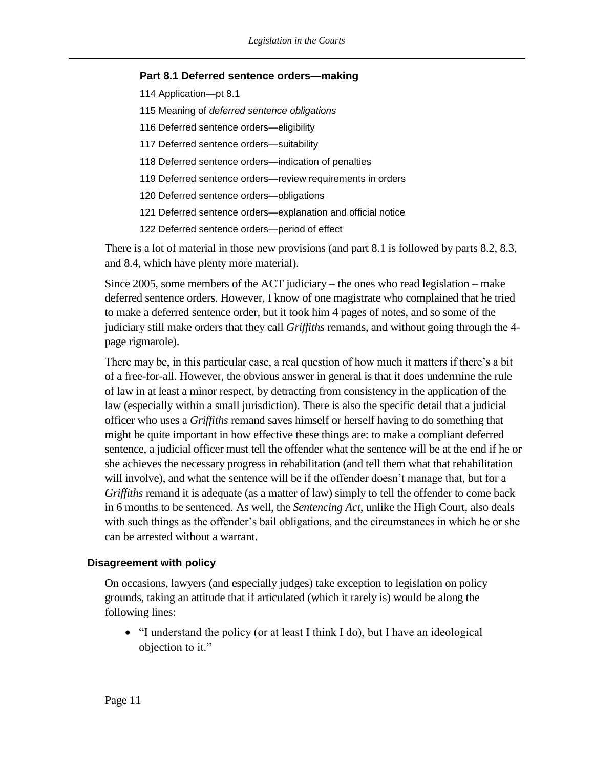**Part 8.1 Deferred sentence orders—making**

114 Application—pt 8.1

115 Meaning of *deferred sentence obligations*

116 Deferred sentence orders—eligibility

117 Deferred sentence orders—suitability

118 Deferred sentence orders—indication of penalties

119 Deferred sentence orders—review requirements in orders

120 Deferred sentence orders—obligations

121 Deferred sentence orders—explanation and official notice

122 Deferred sentence orders—period of effect

There is a lot of material in those new provisions (and part 8.1 is followed by parts 8.2, 8.3, and 8.4, which have plenty more material).

Since 2005, some members of the ACT judiciary – the ones who read legislation – make deferred sentence orders. However, I know of one magistrate who complained that he tried to make a deferred sentence order, but it took him 4 pages of notes, and so some of the judiciary still make orders that they call *Griffiths* remands, and without going through the 4-page rigmarole).

There may be, in this particular case, a real question of how much it matters if there's a bit of a free-for-all. However, the obvious answer in general is that it does undermine the rule of law in at least a minor respect, by detracting from consistency in the application of the law (especially within a small jurisdiction). There is also the specific detail that a judicial officer who uses a *Griffiths* remand saves himself or herself having to do something that might be quite important in how effective these things are: to make a compliant deferred sentence, a judicial officer must tell the offender what the sentence will be at the end if he or she achieves the necessary progress in rehabilitation (and tell them what that rehabilitation will involve), and what the sentence will be if the offender doesn't manage that, but for a *Griffiths* remand it is adequate (as a matter of law) simply to tell the offender to come back in 6 months to be sentenced. As well, the *Sentencing Act*, unlike the High Court, also deals with such things as the offender's bail obligations, and the circumstances in which he or she can be arrested without a warrant.

### Disagreement with policy

On occasions, lawyers (and especially judges) take exception to legislation on policy grounds, taking an attitude that if articulated (which it rarely is) would be along the following lines:

- "I understand the policy (or at least I think I do), but I have an ideological objection to it."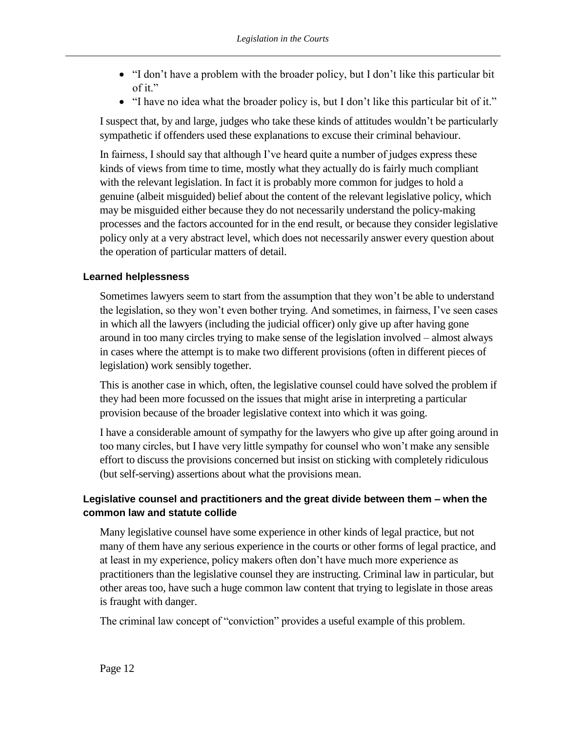- "I don't have a problem with the broader policy, but I don't like this particular bit of it."
- "I have no idea what the broader policy is, but I don't like this particular bit of it."

I suspect that, by and large, judges who take these kinds of attitudes wouldn't be particularly sympathetic if offenders used these explanations to excuse their criminal behaviour.

In fairness, I should say that although I've heard quite a number of judges express these kinds of views from time to time, mostly what they actually do is fairly much compliant with the relevant legislation. In fact it is probably more common for judges to hold a genuine (albeit misguided) belief about the content of the relevant legislative policy, which may be misguided either because they do not necessarily understand the policy-making processes and the factors accounted for in the end result, or because they consider legislative policy only at a very abstract level, which does not necessarily answer every question about the operation of particular matters of detail.

#### Learned helplessness

Sometimes lawyers seem to start from the assumption that they won't be able to understand the legislation, so they won't even bother trying. And sometimes, in fairness, I've seen cases in which all the lawyers (including the judicial officer) only give up after having gone around in too many circles trying to make sense of the legislation involved – almost always in cases where the attempt is to make two different provisions (often in different pieces of legislation) work sensibly together.

This is another case in which, often, the legislative counsel could have solved the problem if they had been more focussed on the issues that might arise in interpreting a particular provision because of the broader legislative context into which it was going.

I have a considerable amount of sympathy for the lawyers who give up after going around in too many circles, but I have very little sympathy for counsel who won't make any sensible effort to discuss the provisions concerned but insist on sticking with completely ridiculous (but self-serving) assertions about what the provisions mean.

#### Legislative counsel and practitioners and the great divide between them – when the common law and statute collide

Many legislative counsel have some experience in other kinds of legal practice, but not many of them have any serious experience in the courts or other forms of legal practice, and at least in my experience, policy makers often don't have much more experience as practitioners than the legislative counsel they are instructing. Criminal law in particular, but other areas too, have such a huge common law content that trying to legislate in those areas is fraught with danger.

The criminal law concept of "conviction" provides a useful example of this problem.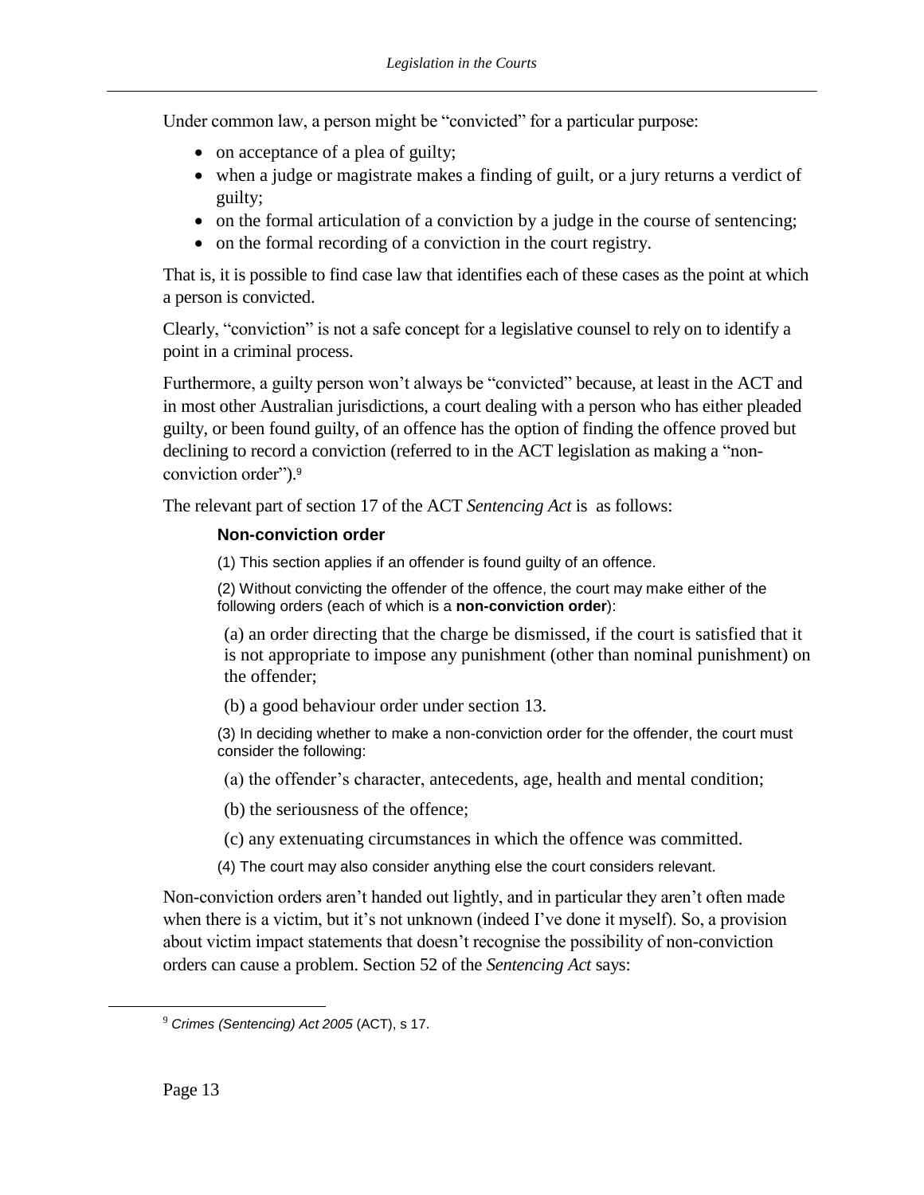Under common law, a person might be "convicted" for a particular purpose:

- on acceptance of a plea of guilty;
- when a judge or magistrate makes a finding of guilt, or a jury returns a verdict of guilty;
- on the formal articulation of a conviction by a judge in the course of sentencing;
- on the formal recording of a conviction in the court registry.

That is, it is possible to find case law that identifies each of these cases as the point at which a person is convicted.

Clearly, "conviction" is not a safe concept for a legislative counsel to rely on to identify a point in a criminal process.

Furthermore, a guilty person won't always be "convicted" because, at least in the ACT and in most other Australian jurisdictions, a court dealing with a person who has either pleaded guilty, or been found guilty, of an offence has the option of finding the offence proved but declining to record a conviction (referred to in the ACT legislation as making a "non-conviction order").[9]

The relevant part of section 17 of the ACT *Sentencing Act* is as follows:

> **Non-conviction order**
>
> (1) This section applies if an offender is found guilty of an offence.
>
> (2) Without convicting the offender of the offence, the court may make either of the following orders (each of which is a **non-conviction order**):
>
> (a) an order directing that the charge be dismissed, if the court is satisfied that it is not appropriate to impose any punishment (other than nominal punishment) on the offender;
>
> (b) a good behaviour order under section 13.
>
> (3) In deciding whether to make a non-conviction order for the offender, the court must consider the following:
>
> (a) the offender's character, antecedents, age, health and mental condition;
>
> (b) the seriousness of the offence;
>
> (c) any extenuating circumstances in which the offence was committed.
>
> (4) The court may also consider anything else the court considers relevant.

Non-conviction orders aren't handed out lightly, and in particular they aren't often made when there is a victim, but it's not unknown (indeed I've done it myself). So, a provision about victim impact statements that doesn't recognise the possibility of non-conviction orders can cause a problem. Section 52 of the *Sentencing Act* says:

[9] *Crimes (Sentencing) Act 2005* (ACT), s 17.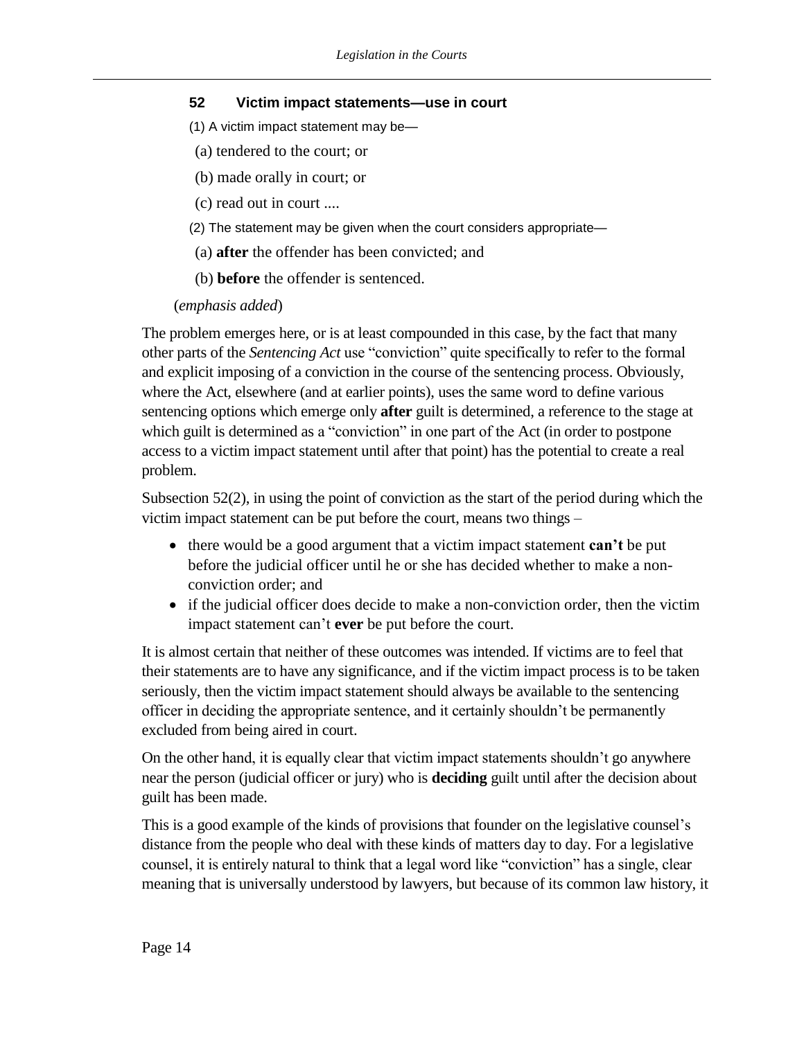### 52 Victim impact statements—use in court

(1) A victim impact statement may be—

(a) tendered to the court; or

(b) made orally in court; or

(c) read out in court ....

(2) The statement may be given when the court considers appropriate—

(a) **after** the offender has been convicted; and

(b) **before** the offender is sentenced.

(*emphasis added*)

The problem emerges here, or is at least compounded in this case, by the fact that many other parts of the *Sentencing Act* use "conviction" quite specifically to refer to the formal and explicit imposing of a conviction in the course of the sentencing process. Obviously, where the Act, elsewhere (and at earlier points), uses the same word to define various sentencing options which emerge only **after** guilt is determined, a reference to the stage at which guilt is determined as a "conviction" in one part of the Act (in order to postpone access to a victim impact statement until after that point) has the potential to create a real problem.

Subsection 52(2), in using the point of conviction as the start of the period during which the victim impact statement can be put before the court, means two things –

- there would be a good argument that a victim impact statement **can't** be put before the judicial officer until he or she has decided whether to make a non-conviction order; and
- if the judicial officer does decide to make a non-conviction order, then the victim impact statement can't **ever** be put before the court.

It is almost certain that neither of these outcomes was intended. If victims are to feel that their statements are to have any significance, and if the victim impact process is to be taken seriously, then the victim impact statement should always be available to the sentencing officer in deciding the appropriate sentence, and it certainly shouldn't be permanently excluded from being aired in court.

On the other hand, it is equally clear that victim impact statements shouldn't go anywhere near the person (judicial officer or jury) who is **deciding** guilt until after the decision about guilt has been made.

This is a good example of the kinds of provisions that founder on the legislative counsel's distance from the people who deal with these kinds of matters day to day. For a legislative counsel, it is entirely natural to think that a legal word like "conviction" has a single, clear meaning that is universally understood by lawyers, but because of its common law history, it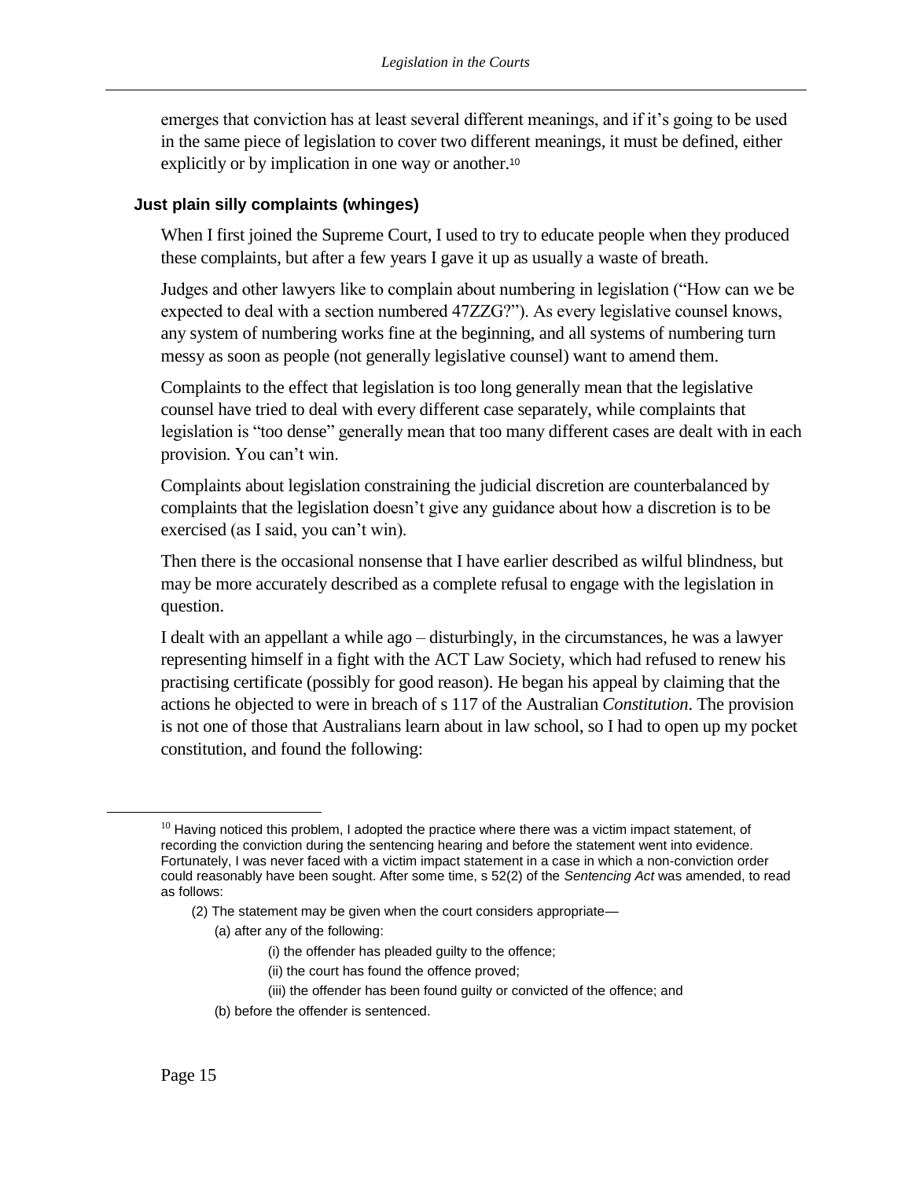emerges that conviction has at least several different meanings, and if it's going to be used in the same piece of legislation to cover two different meanings, it must be defined, either explicitly or by implication in one way or another.[10]

### Just plain silly complaints (whinges)

When I first joined the Supreme Court, I used to try to educate people when they produced these complaints, but after a few years I gave it up as usually a waste of breath.

Judges and other lawyers like to complain about numbering in legislation ("How can we be expected to deal with a section numbered 47ZZG?"). As every legislative counsel knows, any system of numbering works fine at the beginning, and all systems of numbering turn messy as soon as people (not generally legislative counsel) want to amend them.

Complaints to the effect that legislation is too long generally mean that the legislative counsel have tried to deal with every different case separately, while complaints that legislation is "too dense" generally mean that too many different cases are dealt with in each provision. You can't win.

Complaints about legislation constraining the judicial discretion are counterbalanced by complaints that the legislation doesn't give any guidance about how a discretion is to be exercised (as I said, you can't win).

Then there is the occasional nonsense that I have earlier described as wilful blindness, but may be more accurately described as a complete refusal to engage with the legislation in question.

I dealt with an appellant a while ago – disturbingly, in the circumstances, he was a lawyer representing himself in a fight with the ACT Law Society, which had refused to renew his practising certificate (possibly for good reason). He began his appeal by claiming that the actions he objected to were in breach of s 117 of the Australian *Constitution*. The provision is not one of those that Australians learn about in law school, so I had to open up my pocket constitution, and found the following:

---

[10] Having noticed this problem, I adopted the practice where there was a victim impact statement, of recording the conviction during the sentencing hearing and before the statement went into evidence. Fortunately, I was never faced with a victim impact statement in a case in which a non-conviction order could reasonably have been sought. After some time, s 52(2) of the *Sentencing Act* was amended, to read as follows:

> (2) The statement may be given when the court considers appropriate—
>
> (a) after any of the following:
>
> (i) the offender has pleaded guilty to the offence;
>
> (ii) the court has found the offence proved;
>
> (iii) the offender has been found guilty or convicted of the offence; and
>
> (b) before the offender is sentenced.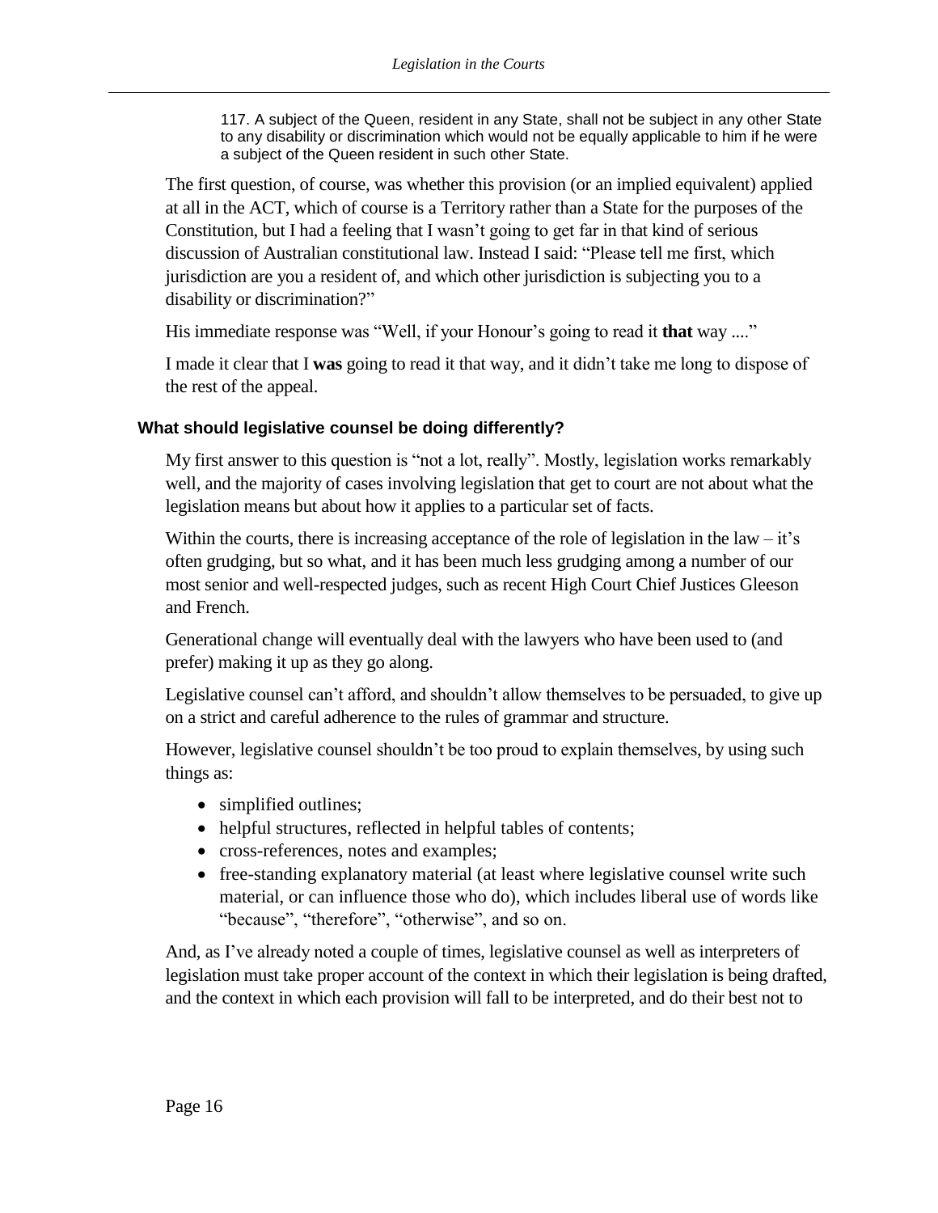> 117. A subject of the Queen, resident in any State, shall not be subject in any other State to any disability or discrimination which would not be equally applicable to him if he were a subject of the Queen resident in such other State.

The first question, of course, was whether this provision (or an implied equivalent) applied at all in the ACT, which of course is a Territory rather than a State for the purposes of the Constitution, but I had a feeling that I wasn't going to get far in that kind of serious discussion of Australian constitutional law. Instead I said: "Please tell me first, which jurisdiction are you a resident of, and which other jurisdiction is subjecting you to a disability or discrimination?"

His immediate response was "Well, if your Honour's going to read it **that** way ...."

I made it clear that I **was** going to read it that way, and it didn't take me long to dispose of the rest of the appeal.

### What should legislative counsel be doing differently?

My first answer to this question is "not a lot, really". Mostly, legislation works remarkably well, and the majority of cases involving legislation that get to court are not about what the legislation means but about how it applies to a particular set of facts.

Within the courts, there is increasing acceptance of the role of legislation in the law – it's often grudging, but so what, and it has been much less grudging among a number of our most senior and well-respected judges, such as recent High Court Chief Justices Gleeson and French.

Generational change will eventually deal with the lawyers who have been used to (and prefer) making it up as they go along.

Legislative counsel can't afford, and shouldn't allow themselves to be persuaded, to give up on a strict and careful adherence to the rules of grammar and structure.

However, legislative counsel shouldn't be too proud to explain themselves, by using such things as:

- simplified outlines;
- helpful structures, reflected in helpful tables of contents;
- cross-references, notes and examples;
- free-standing explanatory material (at least where legislative counsel write such material, or can influence those who do), which includes liberal use of words like "because", "therefore", "otherwise", and so on.

And, as I've already noted a couple of times, legislative counsel as well as interpreters of legislation must take proper account of the context in which their legislation is being drafted, and the context in which each provision will fall to be interpreted, and do their best not to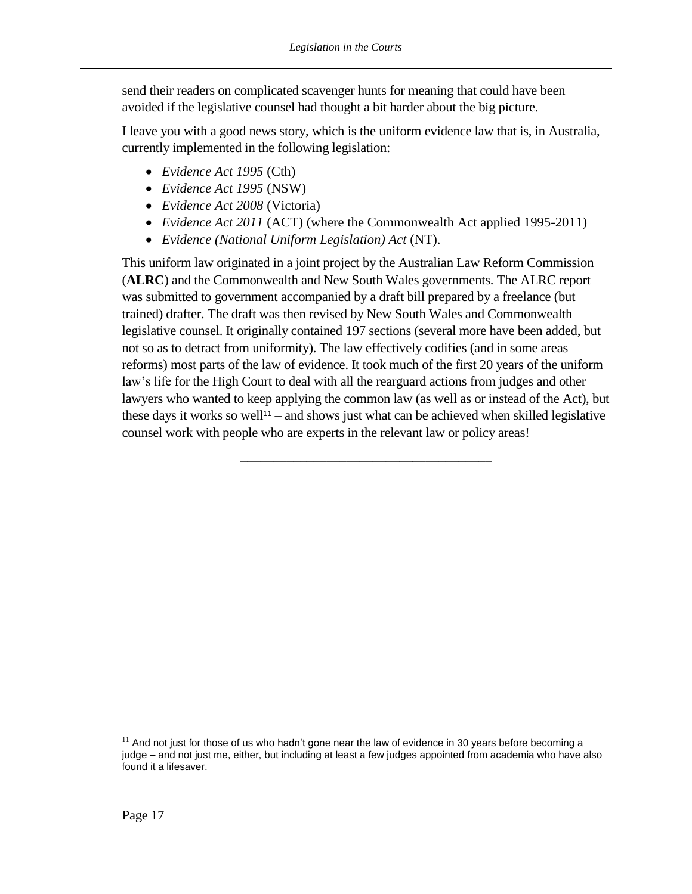send their readers on complicated scavenger hunts for meaning that could have been avoided if the legislative counsel had thought a bit harder about the big picture.

I leave you with a good news story, which is the uniform evidence law that is, in Australia, currently implemented in the following legislation:

- *Evidence Act 1995* (Cth)
- *Evidence Act 1995* (NSW)
- *Evidence Act 2008* (Victoria)
- *Evidence Act 2011* (ACT) (where the Commonwealth Act applied 1995-2011)
- *Evidence (National Uniform Legislation) Act* (NT).

This uniform law originated in a joint project by the Australian Law Reform Commission (**ALRC**) and the Commonwealth and New South Wales governments. The ALRC report was submitted to government accompanied by a draft bill prepared by a freelance (but trained) drafter. The draft was then revised by New South Wales and Commonwealth legislative counsel. It originally contained 197 sections (several more have been added, but not so as to detract from uniformity). The law effectively codifies (and in some areas reforms) most parts of the law of evidence. It took much of the first 20 years of the uniform law's life for the High Court to deal with all the rearguard actions from judges and other lawyers who wanted to keep applying the common law (as well as or instead of the Act), but these days it works so well[11] – and shows just what can be achieved when skilled legislative counsel work with people who are experts in the relevant law or policy areas!

---

[11] And not just for those of us who hadn't gone near the law of evidence in 30 years before becoming a judge – and not just me, either, but including at least a few judges appointed from academia who have also found it a lifesaver.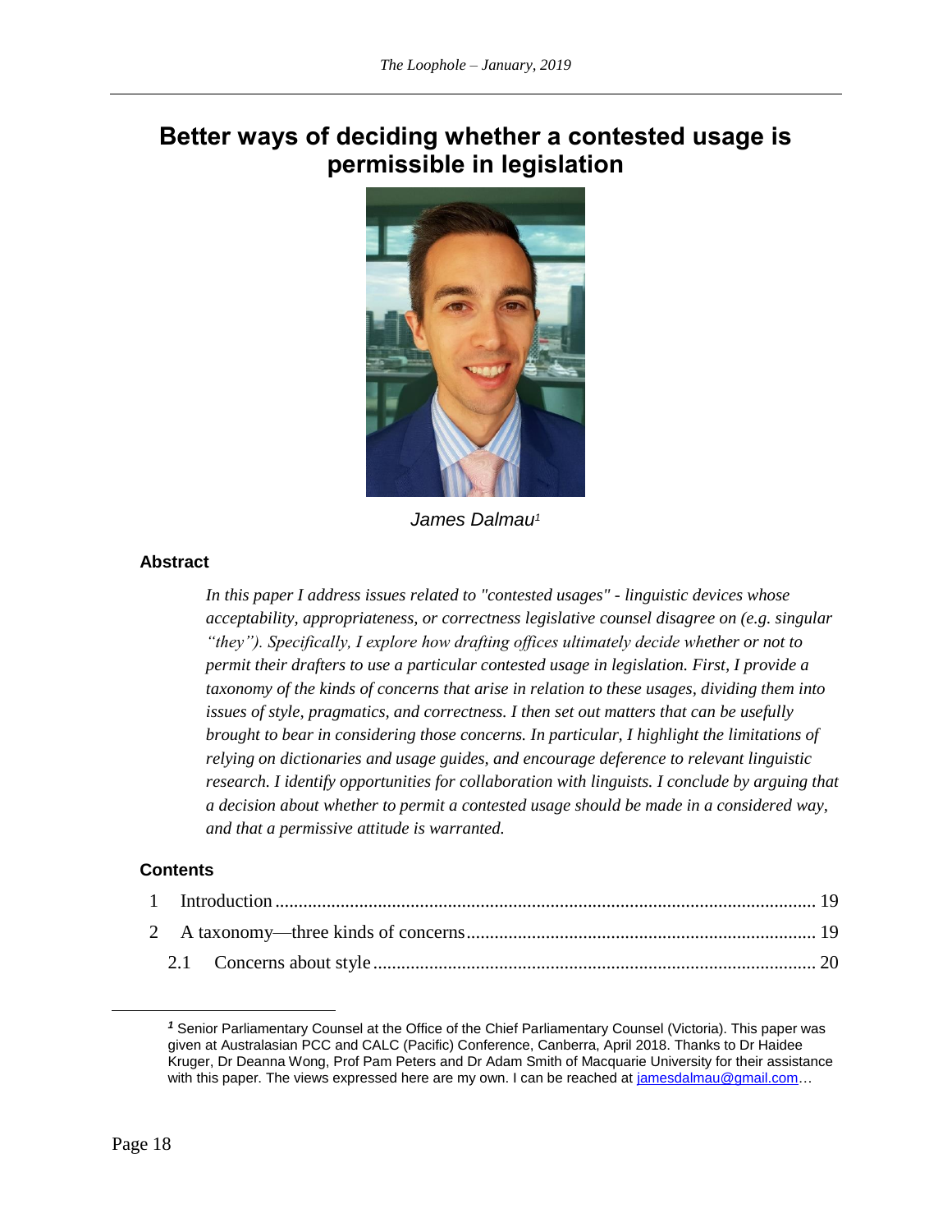# Better ways of deciding whether a contested usage is permissible in legislation

*James Dalmau*[1]

### Abstract

*In this paper I address issues related to "contested usages" - linguistic devices whose acceptability, appropriateness, or correctness legislative counsel disagree on (e.g. singular "they"). Specifically, I explore how drafting offices ultimately decide whether or not to permit their drafters to use a particular contested usage in legislation. First, I provide a taxonomy of the kinds of concerns that arise in relation to these usages, dividing them into issues of style, pragmatics, and correctness. I then set out matters that can be usefully brought to bear in considering those concerns. In particular, I highlight the limitations of relying on dictionaries and usage guides, and encourage deference to relevant linguistic research. I identify opportunities for collaboration with linguists. I conclude by arguing that a decision about whether to permit a contested usage should be made in a considered way, and that a permissive attitude is warranted.*

### Contents

1 Introduction ........ 19

2 A taxonomy—three kinds of concerns ........ 19

2.1 Concerns about style ........ 20

---

[1] Senior Parliamentary Counsel at the Office of the Chief Parliamentary Counsel (Victoria). This paper was given at Australasian PCC and CALC (Pacific) Conference, Canberra, April 2018. Thanks to Dr Haidee Kruger, Dr Deanna Wong, Prof Pam Peters and Dr Adam Smith of Macquarie University for their assistance with this paper. The views expressed here are my own. I can be reached at jamesdalmau@gmail.com…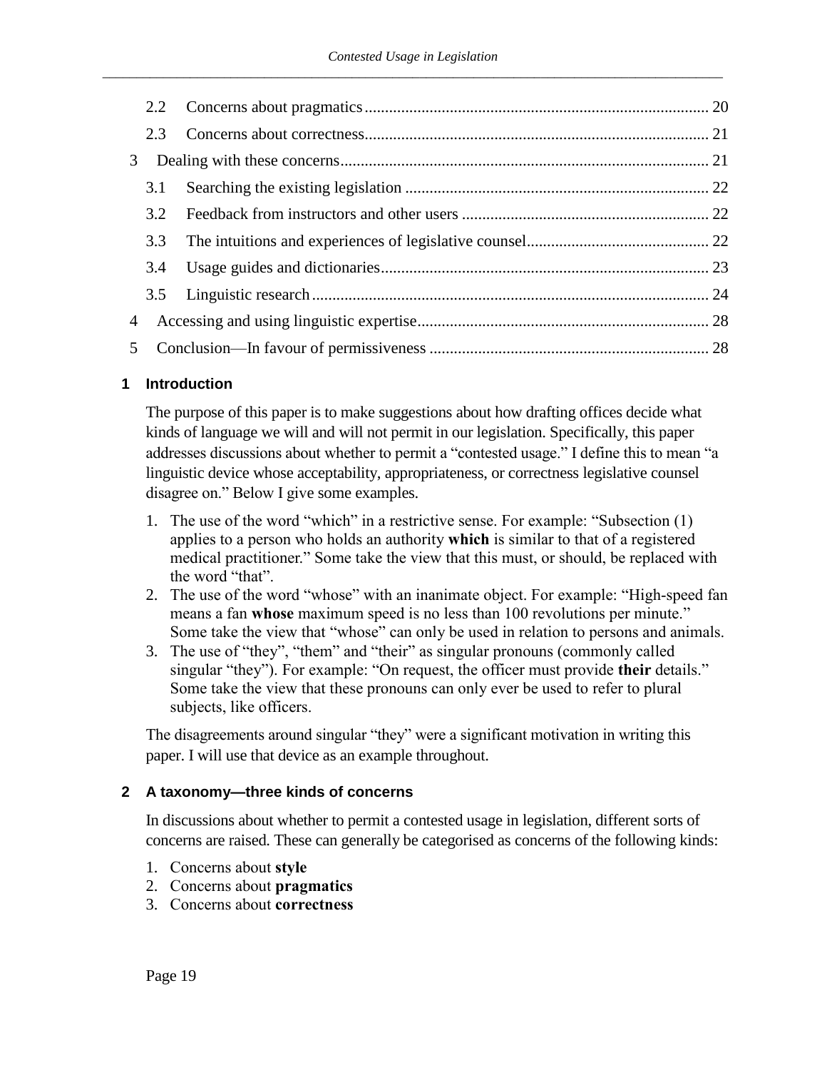| | | |
|---|---|---|
| 2.2 | Concerns about pragmatics | 20 |
| 2.3 | Concerns about correctness | 21 |
| 3 | Dealing with these concerns | 21 |
| 3.1 | Searching the existing legislation | 22 |
| 3.2 | Feedback from instructors and other users | 22 |
| 3.3 | The intuitions and experiences of legislative counsel | 22 |
| 3.4 | Usage guides and dictionaries | 23 |
| 3.5 | Linguistic research | 24 |
| 4 | Accessing and using linguistic expertise | 28 |
| 5 | Conclusion—In favour of permissiveness | 28 |

## 1 Introduction

The purpose of this paper is to make suggestions about how drafting offices decide what kinds of language we will and will not permit in our legislation. Specifically, this paper addresses discussions about whether to permit a "contested usage." I define this to mean "a linguistic device whose acceptability, appropriateness, or correctness legislative counsel disagree on." Below I give some examples.

1. The use of the word "which" in a restrictive sense. For example: "Subsection (1) applies to a person who holds an authority **which** is similar to that of a registered medical practitioner." Some take the view that this must, or should, be replaced with the word "that".
2. The use of the word "whose" with an inanimate object. For example: "High-speed fan means a fan **whose** maximum speed is no less than 100 revolutions per minute." Some take the view that "whose" can only be used in relation to persons and animals.
3. The use of "they", "them" and "their" as singular pronouns (commonly called singular "they"). For example: "On request, the officer must provide **their** details." Some take the view that these pronouns can only ever be used to refer to plural subjects, like officers.

The disagreements around singular "they" were a significant motivation in writing this paper. I will use that device as an example throughout.

## 2 A taxonomy—three kinds of concerns

In discussions about whether to permit a contested usage in legislation, different sorts of concerns are raised. These can generally be categorised as concerns of the following kinds:

1. Concerns about **style**
2. Concerns about **pragmatics**
3. Concerns about **correctness**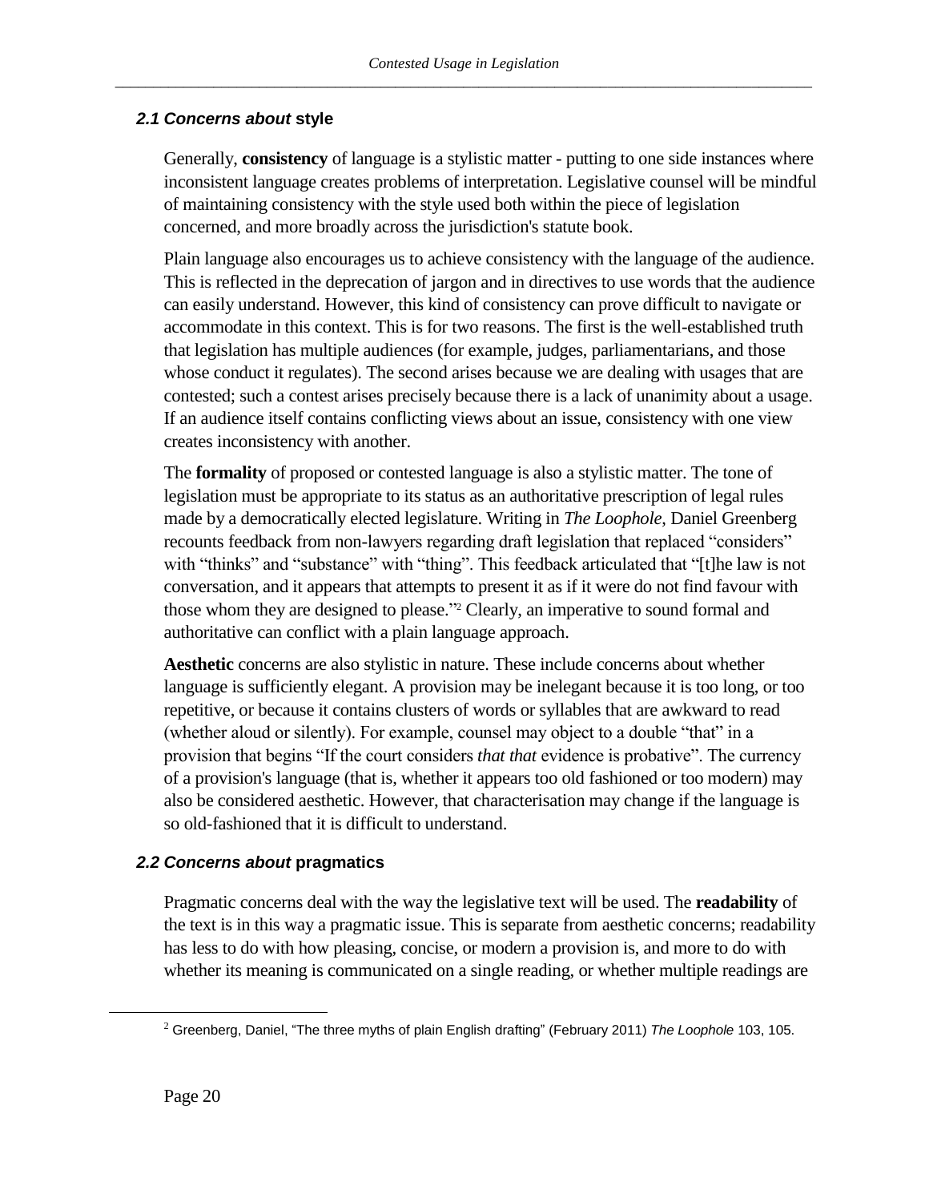### *2.1 Concerns about* **style**

Generally, **consistency** of language is a stylistic matter - putting to one side instances where inconsistent language creates problems of interpretation. Legislative counsel will be mindful of maintaining consistency with the style used both within the piece of legislation concerned, and more broadly across the jurisdiction's statute book.

Plain language also encourages us to achieve consistency with the language of the audience. This is reflected in the deprecation of jargon and in directives to use words that the audience can easily understand. However, this kind of consistency can prove difficult to navigate or accommodate in this context. This is for two reasons. The first is the well-established truth that legislation has multiple audiences (for example, judges, parliamentarians, and those whose conduct it regulates). The second arises because we are dealing with usages that are contested; such a contest arises precisely because there is a lack of unanimity about a usage. If an audience itself contains conflicting views about an issue, consistency with one view creates inconsistency with another.

The **formality** of proposed or contested language is also a stylistic matter. The tone of legislation must be appropriate to its status as an authoritative prescription of legal rules made by a democratically elected legislature. Writing in *The Loophole*, Daniel Greenberg recounts feedback from non-lawyers regarding draft legislation that replaced "considers" with "thinks" and "substance" with "thing". This feedback articulated that "[t]he law is not conversation, and it appears that attempts to present it as if it were do not find favour with those whom they are designed to please."[2] Clearly, an imperative to sound formal and authoritative can conflict with a plain language approach.

**Aesthetic** concerns are also stylistic in nature. These include concerns about whether language is sufficiently elegant. A provision may be inelegant because it is too long, or too repetitive, or because it contains clusters of words or syllables that are awkward to read (whether aloud or silently). For example, counsel may object to a double "that" in a provision that begins "If the court considers *that that* evidence is probative". The currency of a provision's language (that is, whether it appears too old fashioned or too modern) may also be considered aesthetic. However, that characterisation may change if the language is so old-fashioned that it is difficult to understand.

### *2.2 Concerns about* **pragmatics**

Pragmatic concerns deal with the way the legislative text will be used. The **readability** of the text is in this way a pragmatic issue. This is separate from aesthetic concerns; readability has less to do with how pleasing, concise, or modern a provision is, and more to do with whether its meaning is communicated on a single reading, or whether multiple readings are

[2] Greenberg, Daniel, "The three myths of plain English drafting" (February 2011) *The Loophole* 103, 105.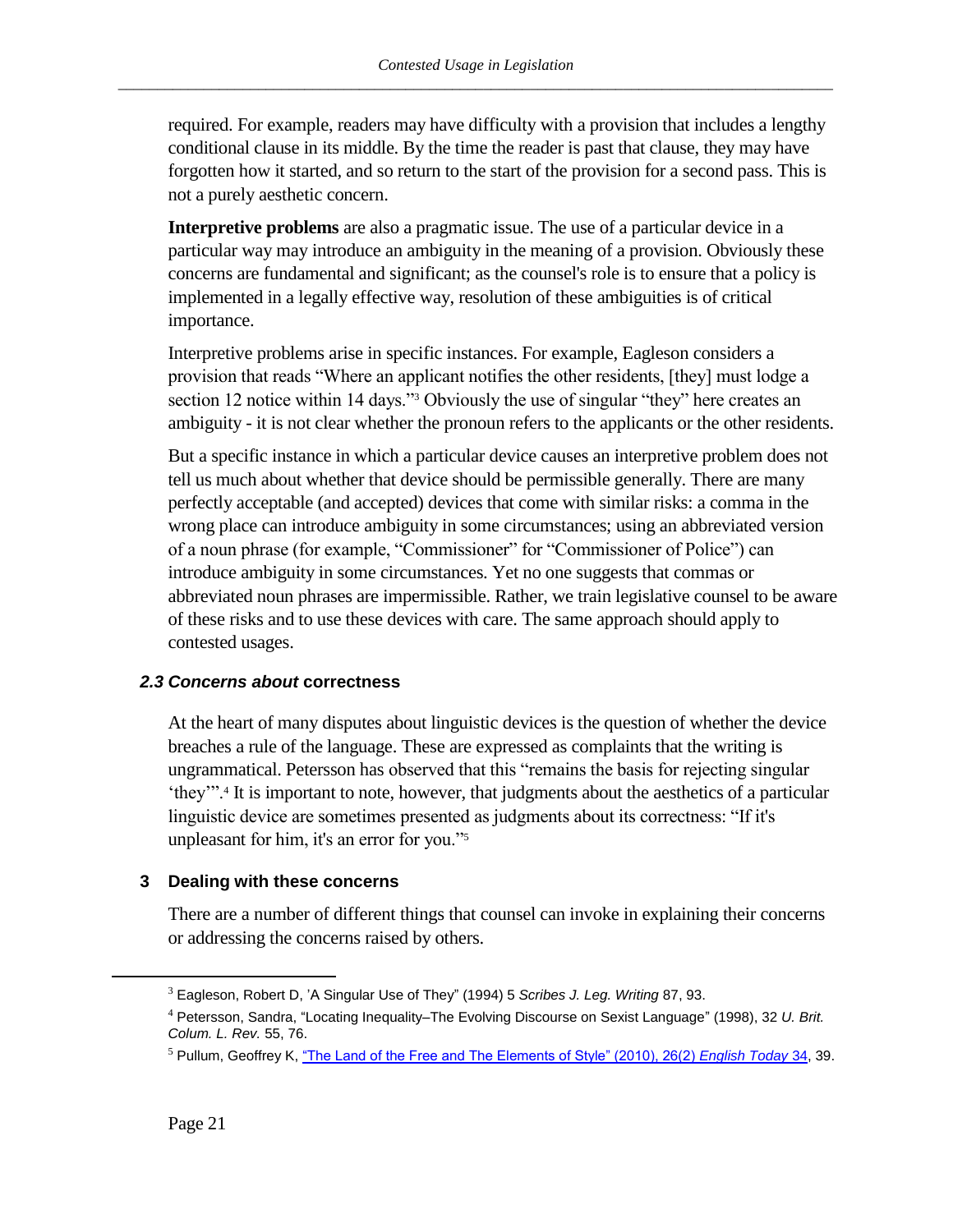required. For example, readers may have difficulty with a provision that includes a lengthy conditional clause in its middle. By the time the reader is past that clause, they may have forgotten how it started, and so return to the start of the provision for a second pass. This is not a purely aesthetic concern.

**Interpretive problems** are also a pragmatic issue. The use of a particular device in a particular way may introduce an ambiguity in the meaning of a provision. Obviously these concerns are fundamental and significant; as the counsel's role is to ensure that a policy is implemented in a legally effective way, resolution of these ambiguities is of critical importance.

Interpretive problems arise in specific instances. For example, Eagleson considers a provision that reads "Where an applicant notifies the other residents, [they] must lodge a section 12 notice within 14 days."[3] Obviously the use of singular "they" here creates an ambiguity - it is not clear whether the pronoun refers to the applicants or the other residents.

But a specific instance in which a particular device causes an interpretive problem does not tell us much about whether that device should be permissible generally. There are many perfectly acceptable (and accepted) devices that come with similar risks: a comma in the wrong place can introduce ambiguity in some circumstances; using an abbreviated version of a noun phrase (for example, "Commissioner" for "Commissioner of Police") can introduce ambiguity in some circumstances. Yet no one suggests that commas or abbreviated noun phrases are impermissible. Rather, we train legislative counsel to be aware of these risks and to use these devices with care. The same approach should apply to contested usages.

### *2.3 Concerns about* correctness

At the heart of many disputes about linguistic devices is the question of whether the device breaches a rule of the language. These are expressed as complaints that the writing is ungrammatical. Petersson has observed that this "remains the basis for rejecting singular 'they'".[4] It is important to note, however, that judgments about the aesthetics of a particular linguistic device are sometimes presented as judgments about its correctness: "If it's unpleasant for him, it's an error for you."[5]

## 3 Dealing with these concerns

There are a number of different things that counsel can invoke in explaining their concerns or addressing the concerns raised by others.

---

[3] Eagleson, Robert D, 'A Singular Use of They" (1994) 5 *Scribes J. Leg. Writing* 87, 93.

[4] Petersson, Sandra, "Locating Inequality–The Evolving Discourse on Sexist Language" (1998), 32 *U. Brit. Colum. L. Rev.* 55, 76.

[5] Pullum, Geoffrey K, "The Land of the Free and The Elements of Style" (2010), 26(2) *English Today* 34, 39.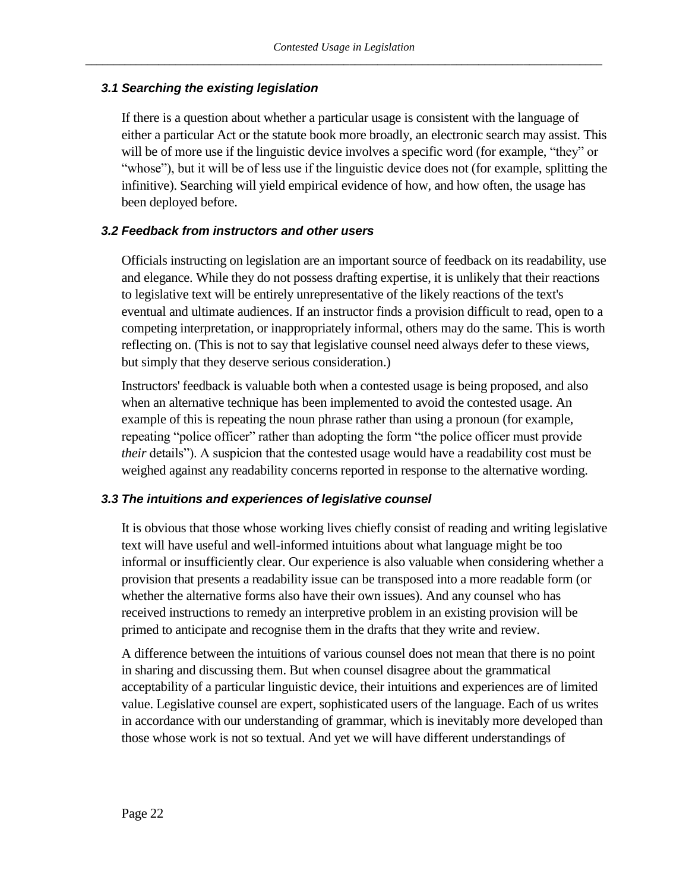### *3.1 Searching the existing legislation*

If there is a question about whether a particular usage is consistent with the language of either a particular Act or the statute book more broadly, an electronic search may assist. This will be of more use if the linguistic device involves a specific word (for example, "they" or "whose"), but it will be of less use if the linguistic device does not (for example, splitting the infinitive). Searching will yield empirical evidence of how, and how often, the usage has been deployed before.

### *3.2 Feedback from instructors and other users*

Officials instructing on legislation are an important source of feedback on its readability, use and elegance. While they do not possess drafting expertise, it is unlikely that their reactions to legislative text will be entirely unrepresentative of the likely reactions of the text's eventual and ultimate audiences. If an instructor finds a provision difficult to read, open to a competing interpretation, or inappropriately informal, others may do the same. This is worth reflecting on. (This is not to say that legislative counsel need always defer to these views, but simply that they deserve serious consideration.)

Instructors' feedback is valuable both when a contested usage is being proposed, and also when an alternative technique has been implemented to avoid the contested usage. An example of this is repeating the noun phrase rather than using a pronoun (for example, repeating "police officer" rather than adopting the form "the police officer must provide *their* details"). A suspicion that the contested usage would have a readability cost must be weighed against any readability concerns reported in response to the alternative wording.

### *3.3 The intuitions and experiences of legislative counsel*

It is obvious that those whose working lives chiefly consist of reading and writing legislative text will have useful and well-informed intuitions about what language might be too informal or insufficiently clear. Our experience is also valuable when considering whether a provision that presents a readability issue can be transposed into a more readable form (or whether the alternative forms also have their own issues). And any counsel who has received instructions to remedy an interpretive problem in an existing provision will be primed to anticipate and recognise them in the drafts that they write and review.

A difference between the intuitions of various counsel does not mean that there is no point in sharing and discussing them. But when counsel disagree about the grammatical acceptability of a particular linguistic device, their intuitions and experiences are of limited value. Legislative counsel are expert, sophisticated users of the language. Each of us writes in accordance with our understanding of grammar, which is inevitably more developed than those whose work is not so textual. And yet we will have different understandings of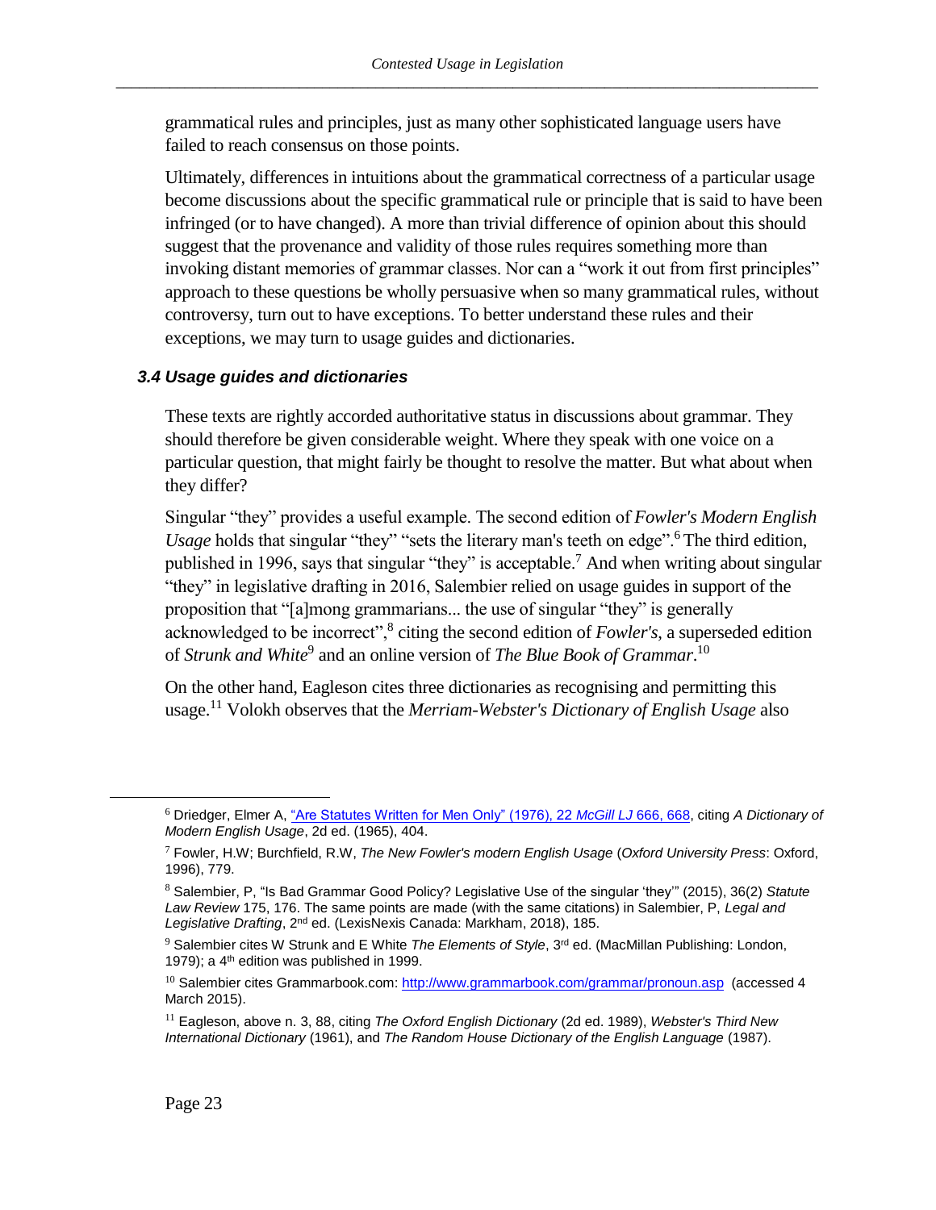grammatical rules and principles, just as many other sophisticated language users have failed to reach consensus on those points.

Ultimately, differences in intuitions about the grammatical correctness of a particular usage become discussions about the specific grammatical rule or principle that is said to have been infringed (or to have changed). A more than trivial difference of opinion about this should suggest that the provenance and validity of those rules requires something more than invoking distant memories of grammar classes. Nor can a "work it out from first principles" approach to these questions be wholly persuasive when so many grammatical rules, without controversy, turn out to have exceptions. To better understand these rules and their exceptions, we may turn to usage guides and dictionaries.

### *3.4 Usage guides and dictionaries*

These texts are rightly accorded authoritative status in discussions about grammar. They should therefore be given considerable weight. Where they speak with one voice on a particular question, that might fairly be thought to resolve the matter. But what about when they differ?

Singular "they" provides a useful example. The second edition of *Fowler's Modern English Usage* holds that singular "they" "sets the literary man's teeth on edge".[6] The third edition, published in 1996, says that singular "they" is acceptable.[7] And when writing about singular "they" in legislative drafting in 2016, Salembier relied on usage guides in support of the proposition that "[a]mong grammarians... the use of singular "they" is generally acknowledged to be incorrect",[8] citing the second edition of *Fowler's*, a superseded edition of *Strunk and White*[9] and an online version of *The Blue Book of Grammar*.[10]

On the other hand, Eagleson cites three dictionaries as recognising and permitting this usage.[11] Volokh observes that the *Merriam-Webster's Dictionary of English Usage* also

---

[6] Driedger, Elmer A, "Are Statutes Written for Men Only" (1976), 22 *McGill LJ* 666, 668, citing *A Dictionary of Modern English Usage*, 2d ed. (1965), 404.

[7] Fowler, H.W; Burchfield, R.W, *The New Fowler's modern English Usage* (*Oxford University Press*: Oxford, 1996), 779.

[8] Salembier, P, "Is Bad Grammar Good Policy? Legislative Use of the singular 'they'" (2015), 36(2) *Statute Law Review* 175, 176. The same points are made (with the same citations) in Salembier, P, *Legal and Legislative Drafting*, 2nd ed. (LexisNexis Canada: Markham, 2018), 185.

[9] Salembier cites W Strunk and E White *The Elements of Style*, 3rd ed. (MacMillan Publishing: London, 1979); a 4th edition was published in 1999.

[10] Salembier cites Grammarbook.com: http://www.grammarbook.com/grammar/pronoun.asp (accessed 4 March 2015).

[11] Eagleson, above n. 3, 88, citing *The Oxford English Dictionary* (2d ed. 1989), *Webster's Third New International Dictionary* (1961), and *The Random House Dictionary of the English Language* (1987).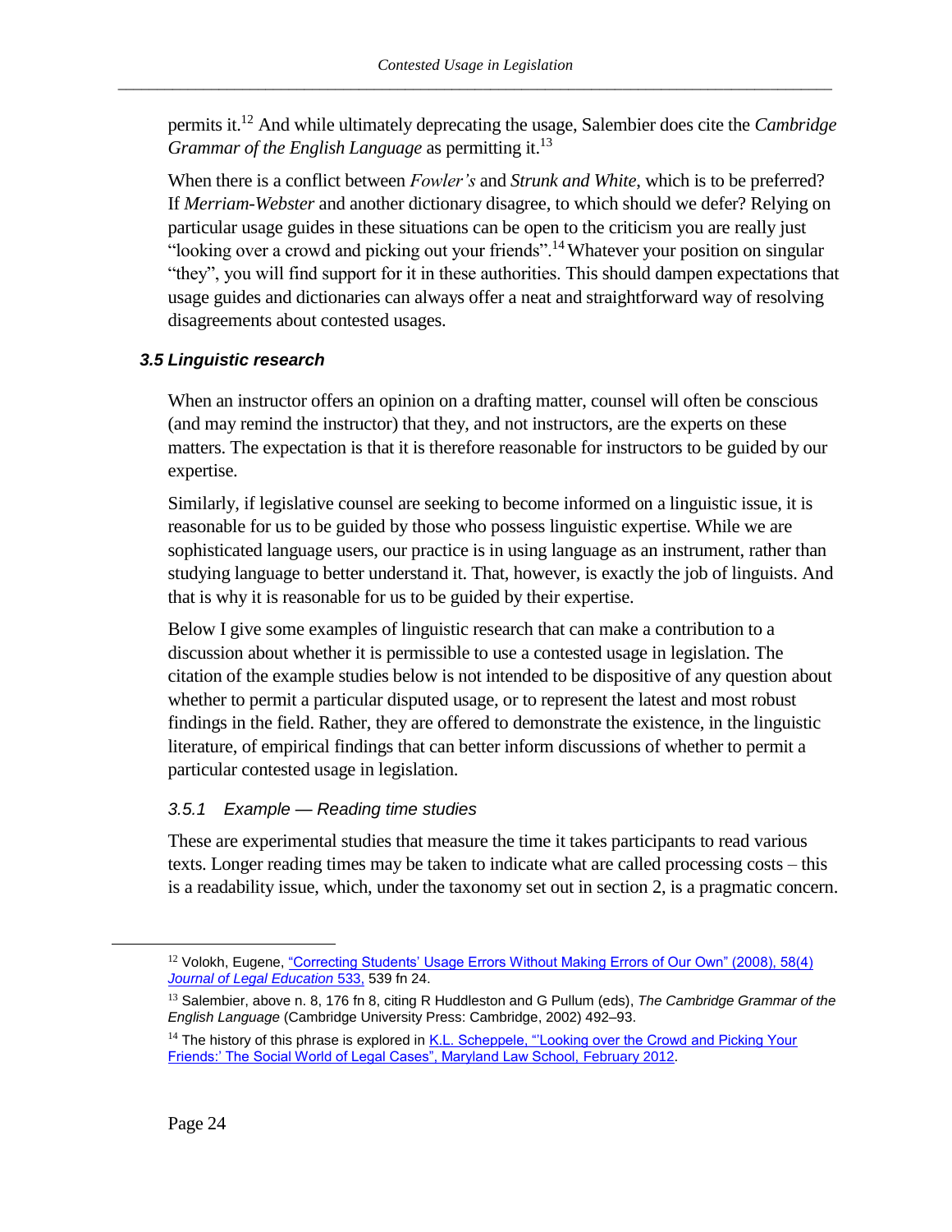permits it.[12] And while ultimately deprecating the usage, Salembier does cite the *Cambridge Grammar of the English Language* as permitting it.[13]

When there is a conflict between *Fowler's* and *Strunk and White*, which is to be preferred? If *Merriam-Webster* and another dictionary disagree, to which should we defer? Relying on particular usage guides in these situations can be open to the criticism you are really just "looking over a crowd and picking out your friends".[14] Whatever your position on singular "they", you will find support for it in these authorities. This should dampen expectations that usage guides and dictionaries can always offer a neat and straightforward way of resolving disagreements about contested usages.

### *3.5 Linguistic research*

When an instructor offers an opinion on a drafting matter, counsel will often be conscious (and may remind the instructor) that they, and not instructors, are the experts on these matters. The expectation is that it is therefore reasonable for instructors to be guided by our expertise.

Similarly, if legislative counsel are seeking to become informed on a linguistic issue, it is reasonable for us to be guided by those who possess linguistic expertise. While we are sophisticated language users, our practice is in using language as an instrument, rather than studying language to better understand it. That, however, is exactly the job of linguists. And that is why it is reasonable for us to be guided by their expertise.

Below I give some examples of linguistic research that can make a contribution to a discussion about whether it is permissible to use a contested usage in legislation. The citation of the example studies below is not intended to be dispositive of any question about whether to permit a particular disputed usage, or to represent the latest and most robust findings in the field. Rather, they are offered to demonstrate the existence, in the linguistic literature, of empirical findings that can better inform discussions of whether to permit a particular contested usage in legislation.

#### *3.5.1 Example — Reading time studies*

These are experimental studies that measure the time it takes participants to read various texts. Longer reading times may be taken to indicate what are called processing costs – this is a readability issue, which, under the taxonomy set out in section 2, is a pragmatic concern.

---

[12] Volokh, Eugene, "Correcting Students' Usage Errors Without Making Errors of Our Own" (2008), 58(4) *Journal of Legal Education* 533, 539 fn 24.

[13] Salembier, above n. 8, 176 fn 8, citing R Huddleston and G Pullum (eds), *The Cambridge Grammar of the English Language* (Cambridge University Press: Cambridge, 2002) 492–93.

[14] The history of this phrase is explored in K.L. Scheppele, "'Looking over the Crowd and Picking Your Friends:' The Social World of Legal Cases", Maryland Law School, February 2012.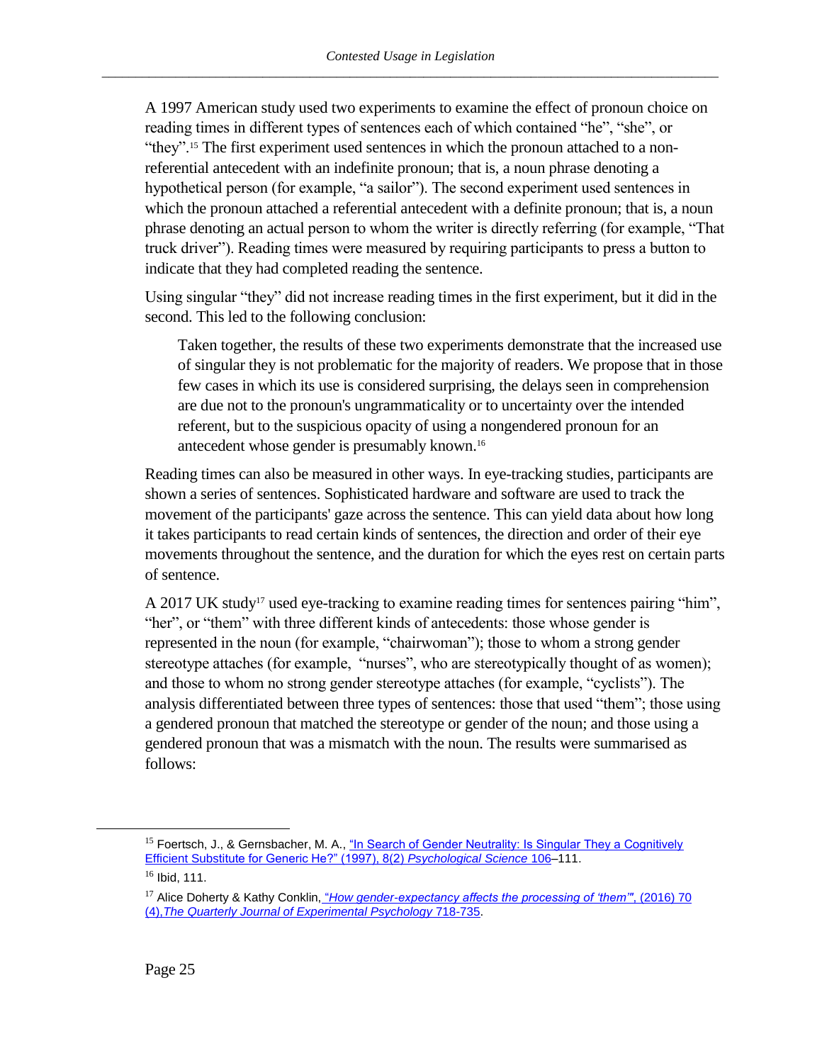A 1997 American study used two experiments to examine the effect of pronoun choice on reading times in different types of sentences each of which contained "he", "she", or "they".[15] The first experiment used sentences in which the pronoun attached to a non-referential antecedent with an indefinite pronoun; that is, a noun phrase denoting a hypothetical person (for example, "a sailor"). The second experiment used sentences in which the pronoun attached a referential antecedent with a definite pronoun; that is, a noun phrase denoting an actual person to whom the writer is directly referring (for example, "That truck driver"). Reading times were measured by requiring participants to press a button to indicate that they had completed reading the sentence.

Using singular "they" did not increase reading times in the first experiment, but it did in the second. This led to the following conclusion:

> Taken together, the results of these two experiments demonstrate that the increased use of singular they is not problematic for the majority of readers. We propose that in those few cases in which its use is considered surprising, the delays seen in comprehension are due not to the pronoun's ungrammaticality or to uncertainty over the intended referent, but to the suspicious opacity of using a nongendered pronoun for an antecedent whose gender is presumably known.[16]

Reading times can also be measured in other ways. In eye-tracking studies, participants are shown a series of sentences. Sophisticated hardware and software are used to track the movement of the participants' gaze across the sentence. This can yield data about how long it takes participants to read certain kinds of sentences, the direction and order of their eye movements throughout the sentence, and the duration for which the eyes rest on certain parts of sentence.

A 2017 UK study[17] used eye-tracking to examine reading times for sentences pairing "him", "her", or "them" with three different kinds of antecedents: those whose gender is represented in the noun (for example, "chairwoman"); those to whom a strong gender stereotype attaches (for example, "nurses", who are stereotypically thought of as women); and those to whom no strong gender stereotype attaches (for example, "cyclists"). The analysis differentiated between three types of sentences: those that used "them"; those using a gendered pronoun that matched the stereotype or gender of the noun; and those using a gendered pronoun that was a mismatch with the noun. The results were summarised as follows:

---

[15] Foertsch, J., & Gernsbacher, M. A., "In Search of Gender Neutrality: Is Singular They a Cognitively Efficient Substitute for Generic He?" (1997), 8(2) *Psychological Science* 106–111.

[16] Ibid, 111.

[17] Alice Doherty & Kathy Conklin, *"How gender-expectancy affects the processing of 'them'"*, (2016) 70 (4), *The Quarterly Journal of Experimental Psychology* 718-735.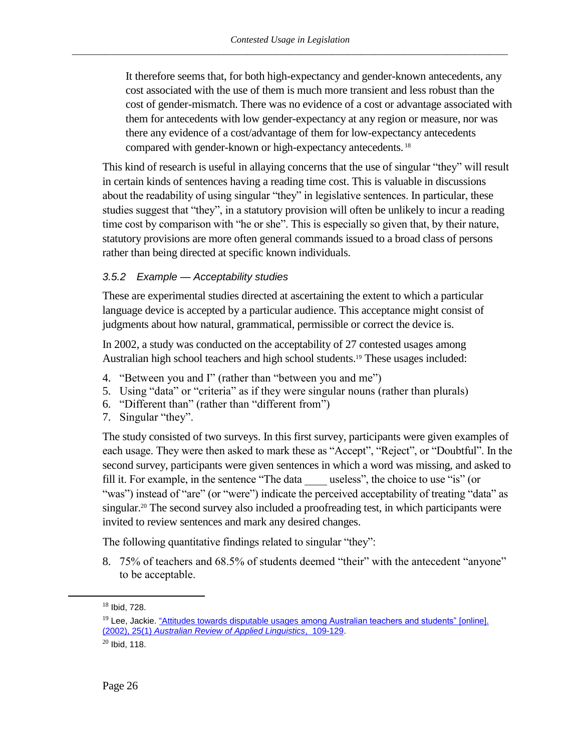> It therefore seems that, for both high-expectancy and gender-known antecedents, any cost associated with the use of them is much more transient and less robust than the cost of gender-mismatch. There was no evidence of a cost or advantage associated with them for antecedents with low gender-expectancy at any region or measure, nor was there any evidence of a cost/advantage of them for low-expectancy antecedents compared with gender-known or high-expectancy antecedents.[18]

This kind of research is useful in allaying concerns that the use of singular "they" will result in certain kinds of sentences having a reading time cost. This is valuable in discussions about the readability of using singular "they" in legislative sentences. In particular, these studies suggest that "they", in a statutory provision will often be unlikely to incur a reading time cost by comparison with "he or she". This is especially so given that, by their nature, statutory provisions are more often general commands issued to a broad class of persons rather than being directed at specific known individuals.

### *3.5.2 Example — Acceptability studies*

These are experimental studies directed at ascertaining the extent to which a particular language device is accepted by a particular audience. This acceptance might consist of judgments about how natural, grammatical, permissible or correct the device is.

In 2002, a study was conducted on the acceptability of 27 contested usages among Australian high school teachers and high school students.[19] These usages included:

4. "Between you and I" (rather than "between you and me")
5. Using "data" or "criteria" as if they were singular nouns (rather than plurals)
6. "Different than" (rather than "different from")
7. Singular "they".

The study consisted of two surveys. In this first survey, participants were given examples of each usage. They were then asked to mark these as "Accept", "Reject", or "Doubtful". In the second survey, participants were given sentences in which a word was missing, and asked to fill it. For example, in the sentence "The data ____ useless", the choice to use "is" (or "was") instead of "are" (or "were") indicate the perceived acceptability of treating "data" as singular.[20] The second survey also included a proofreading test, in which participants were invited to review sentences and mark any desired changes.

The following quantitative findings related to singular "they":

8. 75% of teachers and 68.5% of students deemed "their" with the antecedent "anyone" to be acceptable.

---

[18] Ibid, 728.

[19] Lee, Jackie. "Attitudes towards disputable usages among Australian teachers and students" [online]. (2002), 25(1) *Australian Review of Applied Linguistics*, 109-129.

[20] Ibid, 118.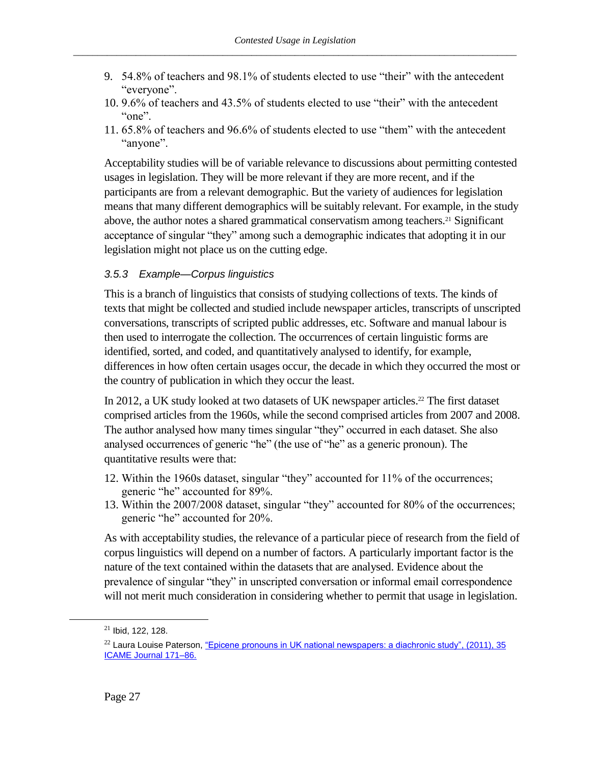9. 54.8% of teachers and 98.1% of students elected to use "their" with the antecedent "everyone".
10. 9.6% of teachers and 43.5% of students elected to use "their" with the antecedent "one".
11. 65.8% of teachers and 96.6% of students elected to use "them" with the antecedent "anyone".

Acceptability studies will be of variable relevance to discussions about permitting contested usages in legislation. They will be more relevant if they are more recent, and if the participants are from a relevant demographic. But the variety of audiences for legislation means that many different demographics will be suitably relevant. For example, in the study above, the author notes a shared grammatical conservatism among teachers.[21] Significant acceptance of singular "they" among such a demographic indicates that adopting it in our legislation might not place us on the cutting edge.

#### *3.5.3 Example—Corpus linguistics*

This is a branch of linguistics that consists of studying collections of texts. The kinds of texts that might be collected and studied include newspaper articles, transcripts of unscripted conversations, transcripts of scripted public addresses, etc. Software and manual labour is then used to interrogate the collection. The occurrences of certain linguistic forms are identified, sorted, and coded, and quantitatively analysed to identify, for example, differences in how often certain usages occur, the decade in which they occurred the most or the country of publication in which they occur the least.

In 2012, a UK study looked at two datasets of UK newspaper articles.[22] The first dataset comprised articles from the 1960s, while the second comprised articles from 2007 and 2008. The author analysed how many times singular "they" occurred in each dataset. She also analysed occurrences of generic "he" (the use of "he" as a generic pronoun). The quantitative results were that:

12. Within the 1960s dataset, singular "they" accounted for 11% of the occurrences; generic "he" accounted for 89%.
13. Within the 2007/2008 dataset, singular "they" accounted for 80% of the occurrences; generic "he" accounted for 20%.

As with acceptability studies, the relevance of a particular piece of research from the field of corpus linguistics will depend on a number of factors. A particularly important factor is the nature of the text contained within the datasets that are analysed. Evidence about the prevalence of singular "they" in unscripted conversation or informal email correspondence will not merit much consideration in considering whether to permit that usage in legislation.

---

[21] Ibid, 122, 128.

[22] Laura Louise Paterson, "Epicene pronouns in UK national newspapers: a diachronic study", (2011), 35 ICAME Journal 171–86.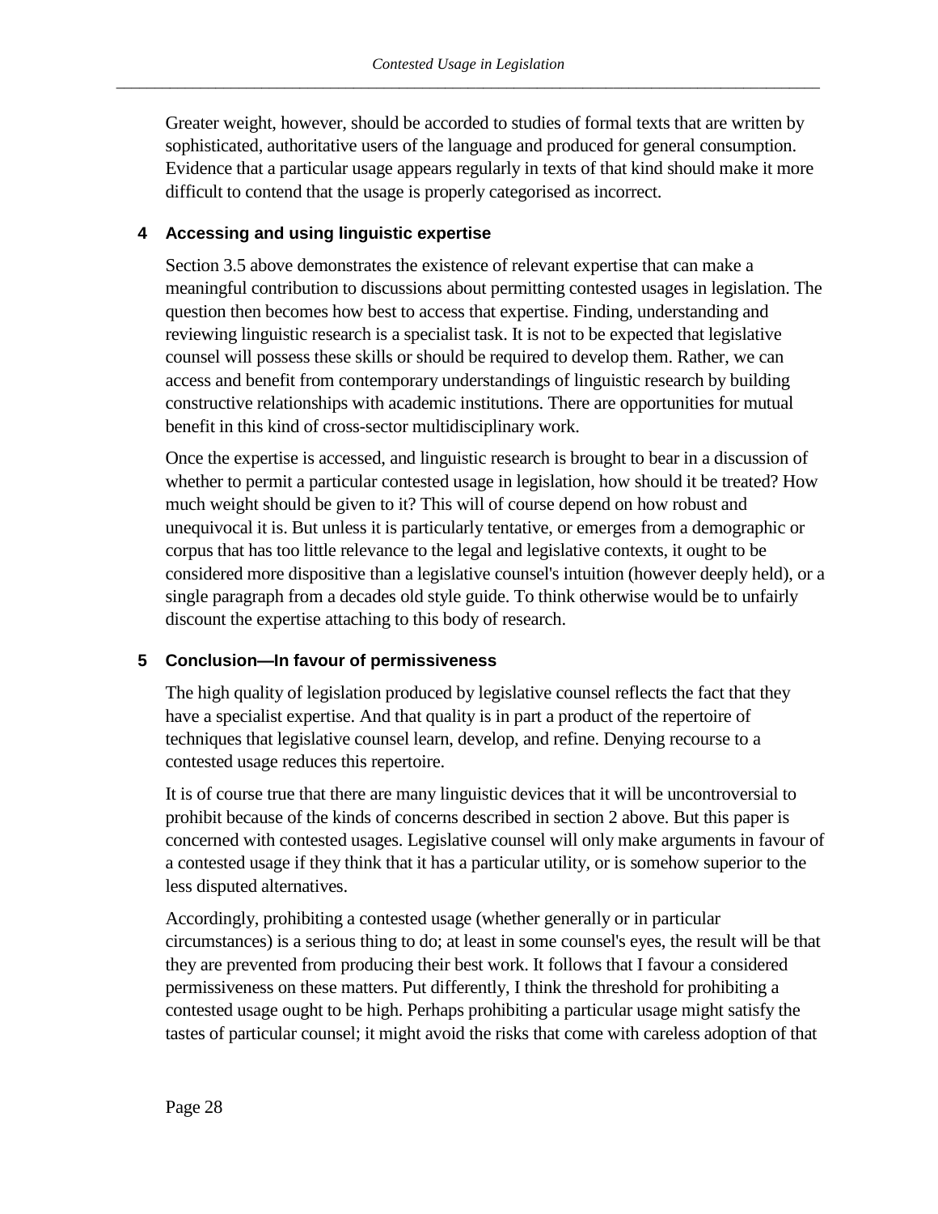Greater weight, however, should be accorded to studies of formal texts that are written by sophisticated, authoritative users of the language and produced for general consumption. Evidence that a particular usage appears regularly in texts of that kind should make it more difficult to contend that the usage is properly categorised as incorrect.

## 4 Accessing and using linguistic expertise

Section 3.5 above demonstrates the existence of relevant expertise that can make a meaningful contribution to discussions about permitting contested usages in legislation. The question then becomes how best to access that expertise. Finding, understanding and reviewing linguistic research is a specialist task. It is not to be expected that legislative counsel will possess these skills or should be required to develop them. Rather, we can access and benefit from contemporary understandings of linguistic research by building constructive relationships with academic institutions. There are opportunities for mutual benefit in this kind of cross-sector multidisciplinary work.

Once the expertise is accessed, and linguistic research is brought to bear in a discussion of whether to permit a particular contested usage in legislation, how should it be treated? How much weight should be given to it? This will of course depend on how robust and unequivocal it is. But unless it is particularly tentative, or emerges from a demographic or corpus that has too little relevance to the legal and legislative contexts, it ought to be considered more dispositive than a legislative counsel's intuition (however deeply held), or a single paragraph from a decades old style guide. To think otherwise would be to unfairly discount the expertise attaching to this body of research.

## 5 Conclusion—In favour of permissiveness

The high quality of legislation produced by legislative counsel reflects the fact that they have a specialist expertise. And that quality is in part a product of the repertoire of techniques that legislative counsel learn, develop, and refine. Denying recourse to a contested usage reduces this repertoire.

It is of course true that there are many linguistic devices that it will be uncontroversial to prohibit because of the kinds of concerns described in section 2 above. But this paper is concerned with contested usages. Legislative counsel will only make arguments in favour of a contested usage if they think that it has a particular utility, or is somehow superior to the less disputed alternatives.

Accordingly, prohibiting a contested usage (whether generally or in particular circumstances) is a serious thing to do; at least in some counsel's eyes, the result will be that they are prevented from producing their best work. It follows that I favour a considered permissiveness on these matters. Put differently, I think the threshold for prohibiting a contested usage ought to be high. Perhaps prohibiting a particular usage might satisfy the tastes of particular counsel; it might avoid the risks that come with careless adoption of that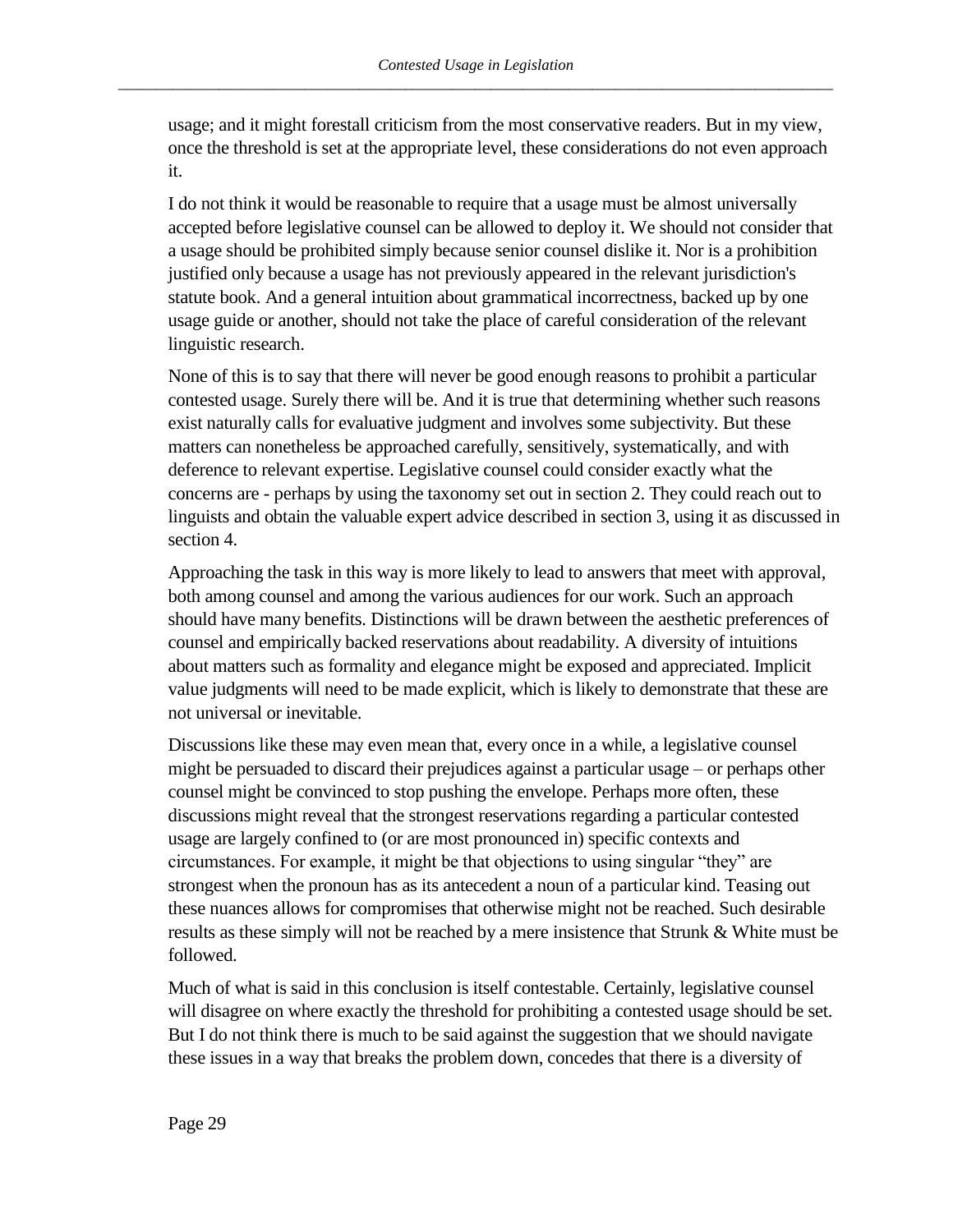usage; and it might forestall criticism from the most conservative readers. But in my view, once the threshold is set at the appropriate level, these considerations do not even approach it.

I do not think it would be reasonable to require that a usage must be almost universally accepted before legislative counsel can be allowed to deploy it. We should not consider that a usage should be prohibited simply because senior counsel dislike it. Nor is a prohibition justified only because a usage has not previously appeared in the relevant jurisdiction's statute book. And a general intuition about grammatical incorrectness, backed up by one usage guide or another, should not take the place of careful consideration of the relevant linguistic research.

None of this is to say that there will never be good enough reasons to prohibit a particular contested usage. Surely there will be. And it is true that determining whether such reasons exist naturally calls for evaluative judgment and involves some subjectivity. But these matters can nonetheless be approached carefully, sensitively, systematically, and with deference to relevant expertise. Legislative counsel could consider exactly what the concerns are - perhaps by using the taxonomy set out in section 2. They could reach out to linguists and obtain the valuable expert advice described in section 3, using it as discussed in section 4.

Approaching the task in this way is more likely to lead to answers that meet with approval, both among counsel and among the various audiences for our work. Such an approach should have many benefits. Distinctions will be drawn between the aesthetic preferences of counsel and empirically backed reservations about readability. A diversity of intuitions about matters such as formality and elegance might be exposed and appreciated. Implicit value judgments will need to be made explicit, which is likely to demonstrate that these are not universal or inevitable.

Discussions like these may even mean that, every once in a while, a legislative counsel might be persuaded to discard their prejudices against a particular usage – or perhaps other counsel might be convinced to stop pushing the envelope. Perhaps more often, these discussions might reveal that the strongest reservations regarding a particular contested usage are largely confined to (or are most pronounced in) specific contexts and circumstances. For example, it might be that objections to using singular "they" are strongest when the pronoun has as its antecedent a noun of a particular kind. Teasing out these nuances allows for compromises that otherwise might not be reached. Such desirable results as these simply will not be reached by a mere insistence that Strunk & White must be followed.

Much of what is said in this conclusion is itself contestable. Certainly, legislative counsel will disagree on where exactly the threshold for prohibiting a contested usage should be set. But I do not think there is much to be said against the suggestion that we should navigate these issues in a way that breaks the problem down, concedes that there is a diversity of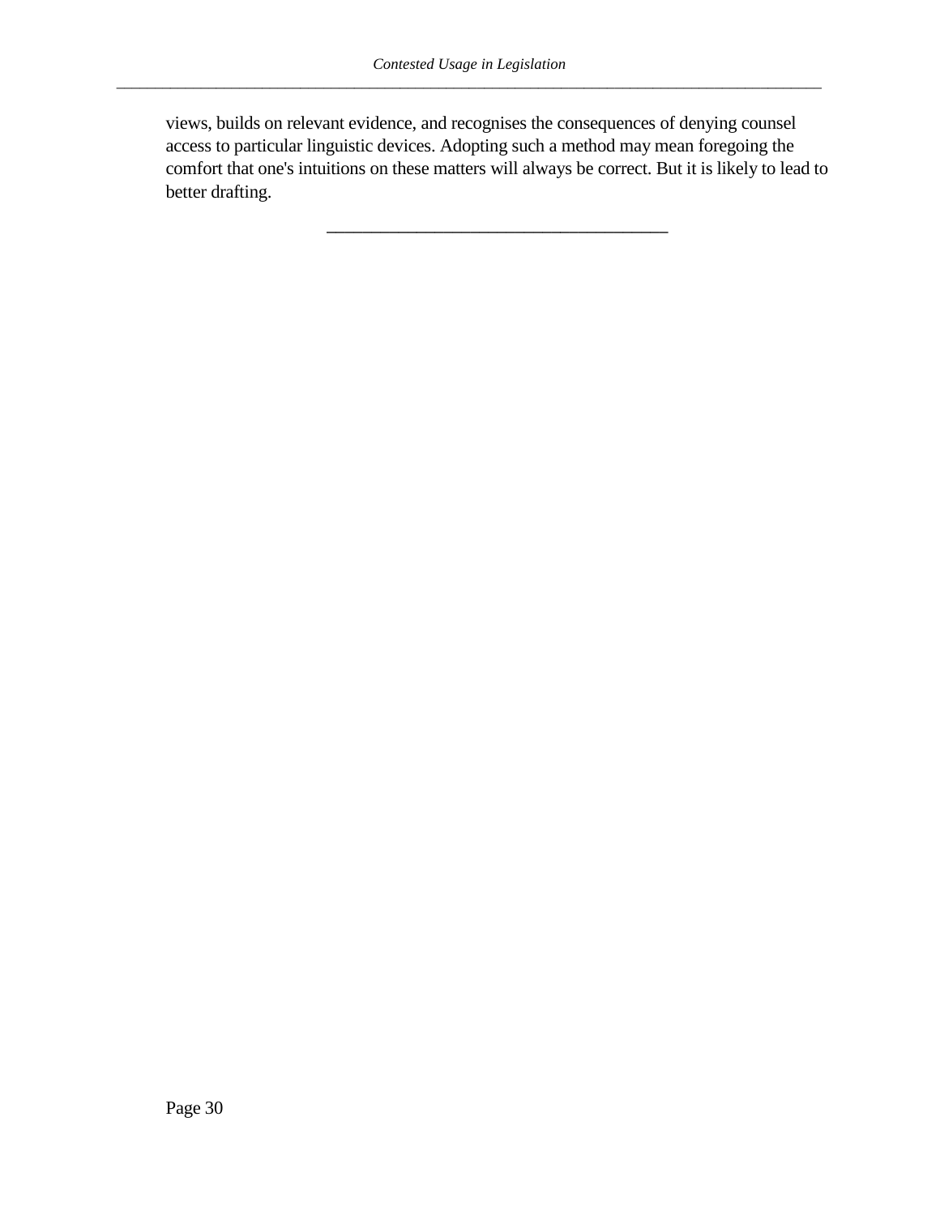views, builds on relevant evidence, and recognises the consequences of denying counsel access to particular linguistic devices. Adopting such a method may mean foregoing the comfort that one's intuitions on these matters will always be correct. But it is likely to lead to better drafting.

---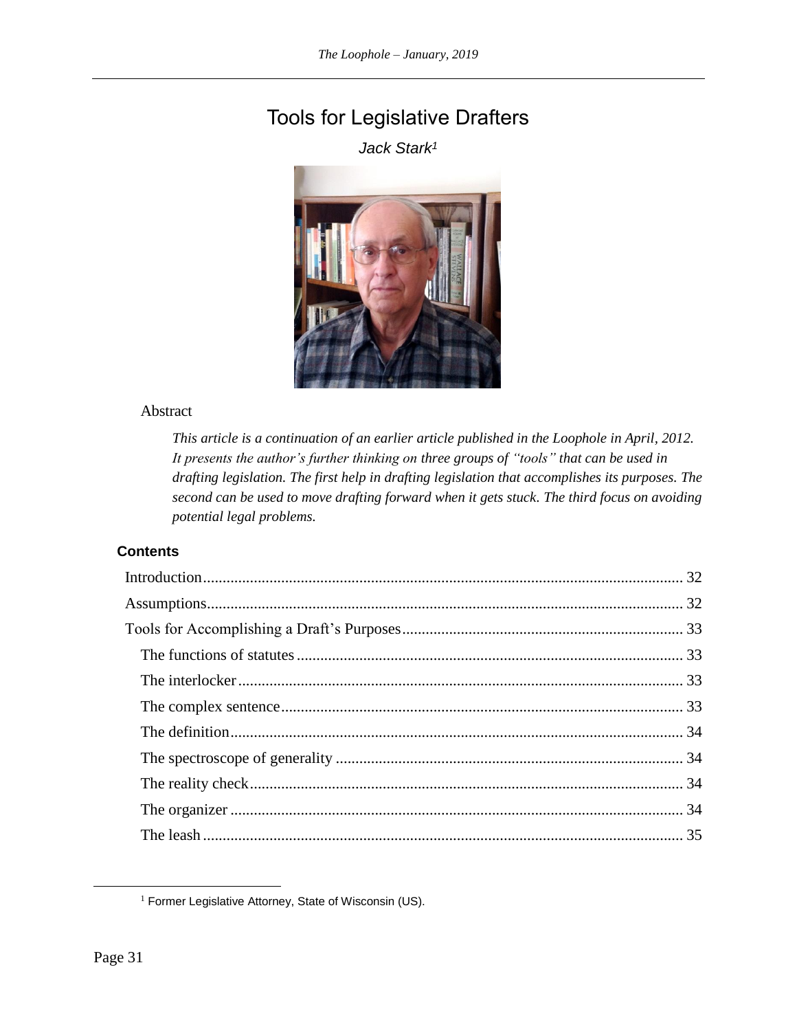# Tools for Legislative Drafters

*Jack Stark*[1]

Abstract

> *This article is a continuation of an earlier article published in the Loophole in April, 2012. It presents the author's further thinking on three groups of "tools" that can be used in drafting legislation. The first help in drafting legislation that accomplishes its purposes. The second can be used to move drafting forward when it gets stuck. The third focus on avoiding potential legal problems.*

**Contents**

- Introduction ............ 32
- Assumptions ............ 32
- Tools for Accomplishing a Draft's Purposes ............ 33
  - The functions of statutes ............ 33
  - The interlocker ............ 33
  - The complex sentence ............ 33
  - The definition ............ 34
  - The spectroscope of generality ............ 34
  - The reality check ............ 34
  - The organizer ............ 34
  - The leash ............ 35

---

[1] Former Legislative Attorney, State of Wisconsin (US).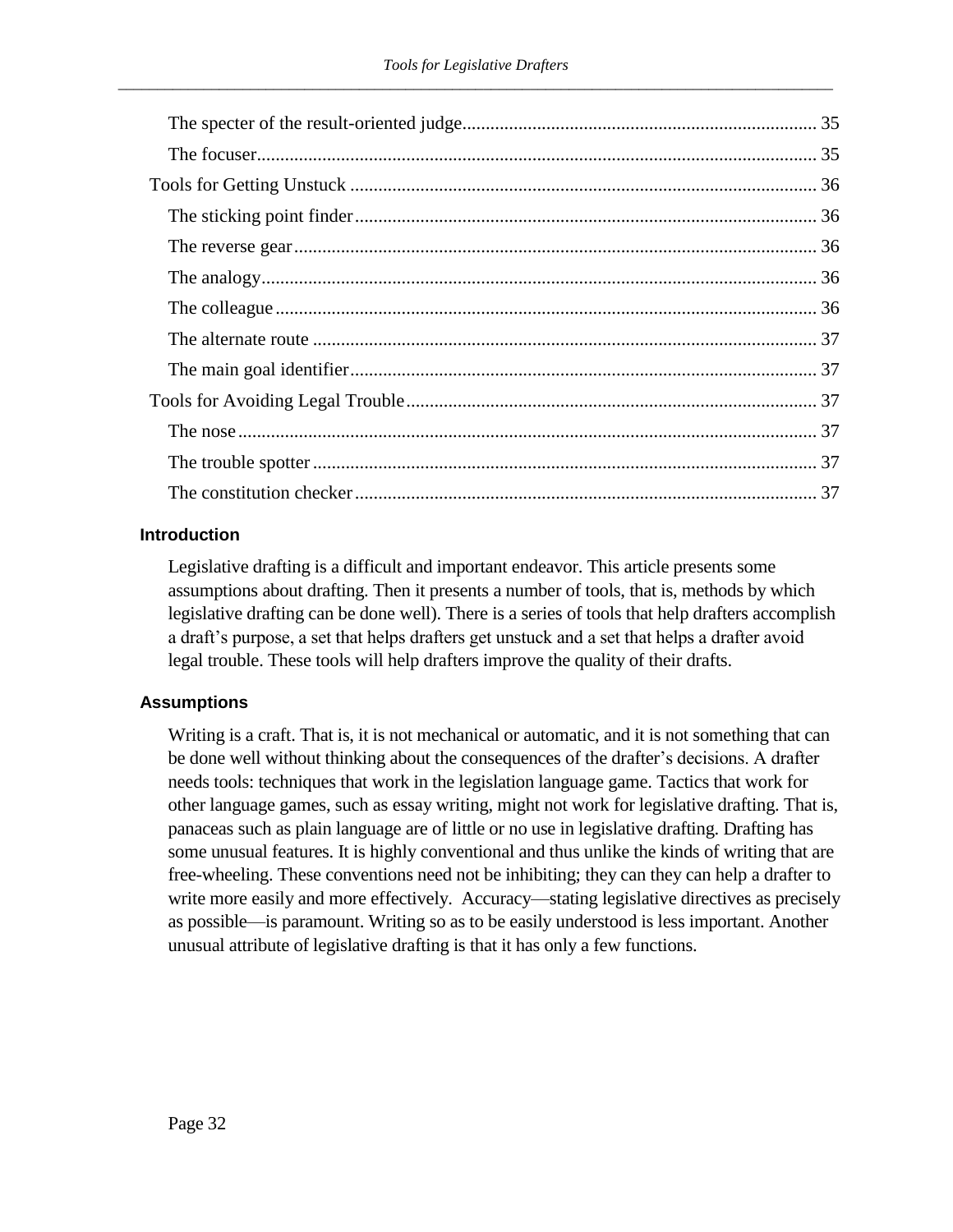The specter of the result-oriented judge........................................................................... 35

The focuser........................................................................................................................ 35

Tools for Getting Unstuck .................................................................................................. 36

The sticking point finder.................................................................................................. 36

The reverse gear............................................................................................................... 36

The analogy...................................................................................................................... 36

The colleague................................................................................................................... 36

The alternate route ........................................................................................................... 37

The main goal identifier................................................................................................... 37

Tools for Avoiding Legal Trouble....................................................................................... 37

The nose........................................................................................................................... 37

The trouble spotter ........................................................................................................... 37

The constitution checker.................................................................................................. 37

## Introduction

Legislative drafting is a difficult and important endeavor. This article presents some assumptions about drafting. Then it presents a number of tools, that is, methods by which legislative drafting can be done well). There is a series of tools that help drafters accomplish a draft's purpose, a set that helps drafters get unstuck and a set that helps a drafter avoid legal trouble. These tools will help drafters improve the quality of their drafts.

## Assumptions

Writing is a craft. That is, it is not mechanical or automatic, and it is not something that can be done well without thinking about the consequences of the drafter's decisions. A drafter needs tools: techniques that work in the legislation language game. Tactics that work for other language games, such as essay writing, might not work for legislative drafting. That is, panaceas such as plain language are of little or no use in legislative drafting. Drafting has some unusual features. It is highly conventional and thus unlike the kinds of writing that are free-wheeling. These conventions need not be inhibiting; they can they can help a drafter to write more easily and more effectively. Accuracy—stating legislative directives as precisely as possible—is paramount. Writing so as to be easily understood is less important. Another unusual attribute of legislative drafting is that it has only a few functions.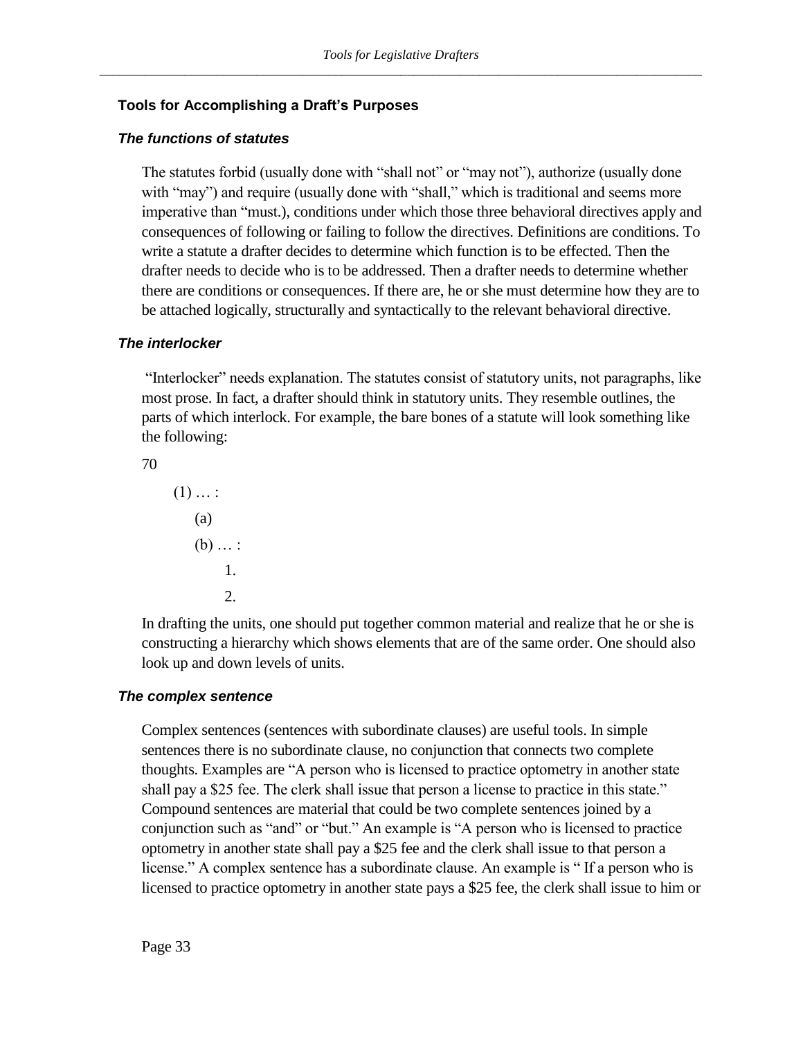## Tools for Accomplishing a Draft's Purposes

### *The functions of statutes*

The statutes forbid (usually done with "shall not" or "may not"), authorize (usually done with "may") and require (usually done with "shall," which is traditional and seems more imperative than "must.), conditions under which those three behavioral directives apply and consequences of following or failing to follow the directives. Definitions are conditions. To write a statute a drafter decides to determine which function is to be effected. Then the drafter needs to decide who is to be addressed. Then a drafter needs to determine whether there are conditions or consequences. If there are, he or she must determine how they are to be attached logically, structurally and syntactically to the relevant behavioral directive.

### *The interlocker*

"Interlocker" needs explanation. The statutes consist of statutory units, not paragraphs, like most prose. In fact, a drafter should think in statutory units. They resemble outlines, the parts of which interlock. For example, the bare bones of a statute will look something like the following:

```
70
    (1) … :
        (a)
        (b) … :
            1.
            2.
```

In drafting the units, one should put together common material and realize that he or she is constructing a hierarchy which shows elements that are of the same order. One should also look up and down levels of units.

### *The complex sentence*

Complex sentences (sentences with subordinate clauses) are useful tools. In simple sentences there is no subordinate clause, no conjunction that connects two complete thoughts. Examples are "A person who is licensed to practice optometry in another state shall pay a $25 fee. The clerk shall issue that person a license to practice in this state." Compound sentences are material that could be two complete sentences joined by a conjunction such as "and" or "but." An example is "A person who is licensed to practice optometry in another state shall pay a $25 fee and the clerk shall issue to that person a license." A complex sentence has a subordinate clause. An example is " If a person who is licensed to practice optometry in another state pays a $25 fee, the clerk shall issue to him or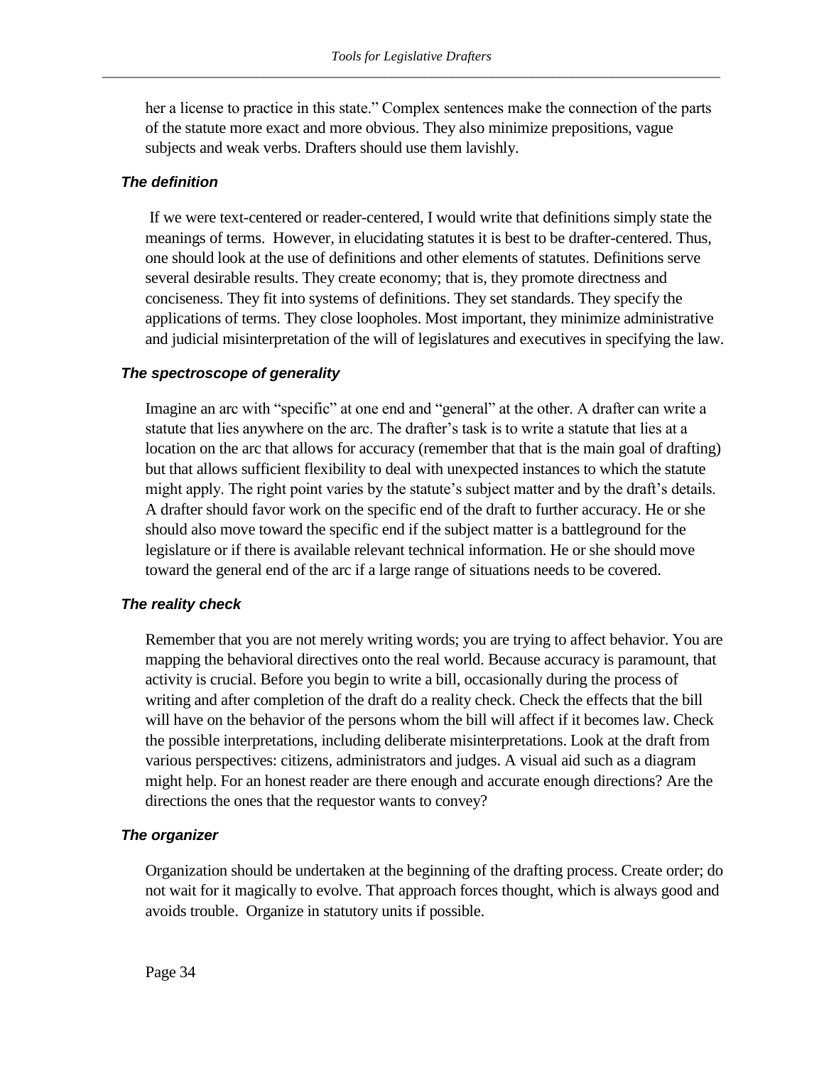her a license to practice in this state." Complex sentences make the connection of the parts of the statute more exact and more obvious. They also minimize prepositions, vague subjects and weak verbs. Drafters should use them lavishly.

### *The definition*

If we were text-centered or reader-centered, I would write that definitions simply state the meanings of terms. However, in elucidating statutes it is best to be drafter-centered. Thus, one should look at the use of definitions and other elements of statutes. Definitions serve several desirable results. They create economy; that is, they promote directness and conciseness. They fit into systems of definitions. They set standards. They specify the applications of terms. They close loopholes. Most important, they minimize administrative and judicial misinterpretation of the will of legislatures and executives in specifying the law.

### *The spectroscope of generality*

Imagine an arc with "specific" at one end and "general" at the other. A drafter can write a statute that lies anywhere on the arc. The drafter's task is to write a statute that lies at a location on the arc that allows for accuracy (remember that that is the main goal of drafting) but that allows sufficient flexibility to deal with unexpected instances to which the statute might apply. The right point varies by the statute's subject matter and by the draft's details. A drafter should favor work on the specific end of the draft to further accuracy. He or she should also move toward the specific end if the subject matter is a battleground for the legislature or if there is available relevant technical information. He or she should move toward the general end of the arc if a large range of situations needs to be covered.

### *The reality check*

Remember that you are not merely writing words; you are trying to affect behavior. You are mapping the behavioral directives onto the real world. Because accuracy is paramount, that activity is crucial. Before you begin to write a bill, occasionally during the process of writing and after completion of the draft do a reality check. Check the effects that the bill will have on the behavior of the persons whom the bill will affect if it becomes law. Check the possible interpretations, including deliberate misinterpretations. Look at the draft from various perspectives: citizens, administrators and judges. A visual aid such as a diagram might help. For an honest reader are there enough and accurate enough directions? Are the directions the ones that the requestor wants to convey?

### *The organizer*

Organization should be undertaken at the beginning of the drafting process. Create order; do not wait for it magically to evolve. That approach forces thought, which is always good and avoids trouble. Organize in statutory units if possible.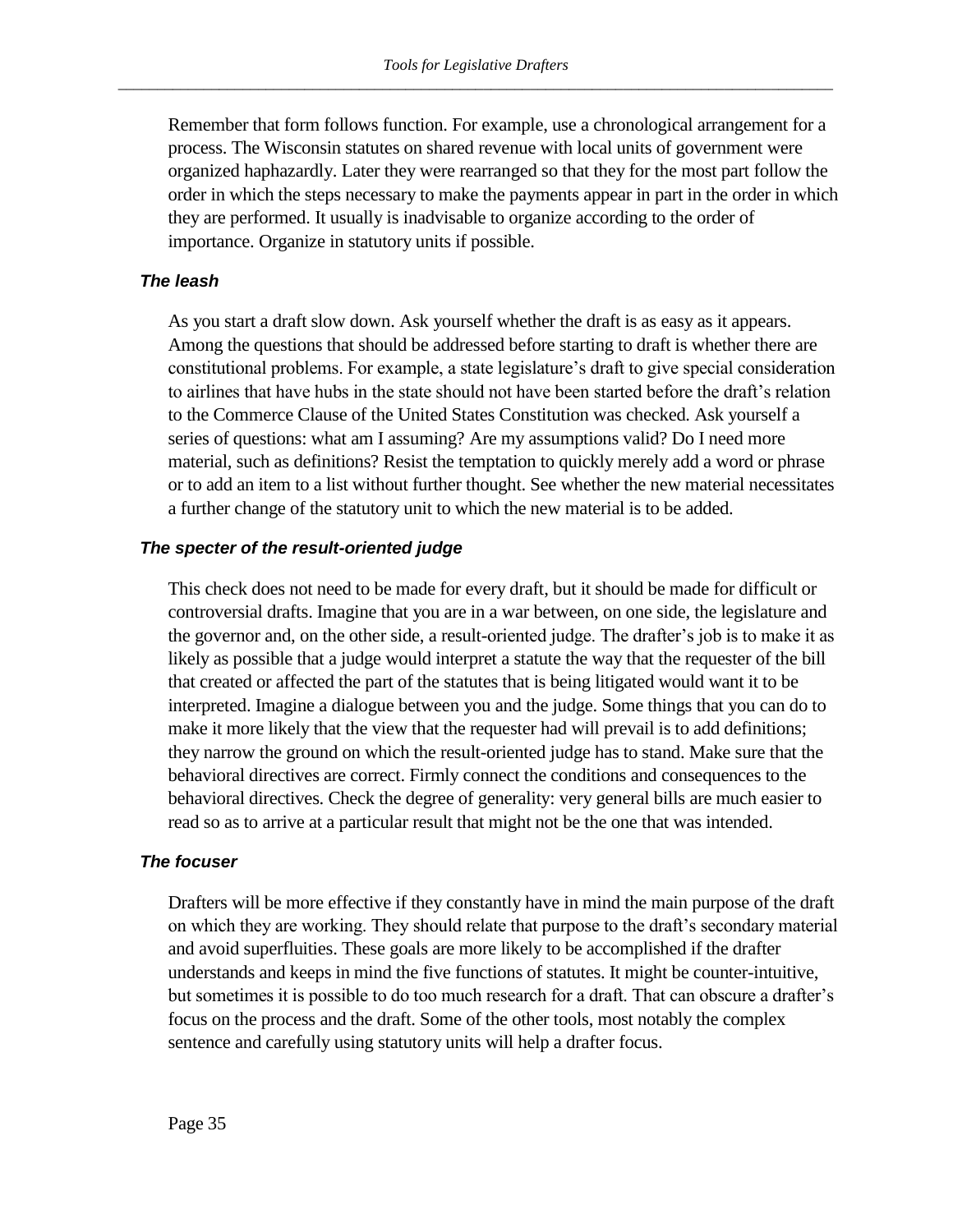Remember that form follows function. For example, use a chronological arrangement for a process. The Wisconsin statutes on shared revenue with local units of government were organized haphazardly. Later they were rearranged so that they for the most part follow the order in which the steps necessary to make the payments appear in part in the order in which they are performed. It usually is inadvisable to organize according to the order of importance. Organize in statutory units if possible.

### *The leash*

As you start a draft slow down. Ask yourself whether the draft is as easy as it appears. Among the questions that should be addressed before starting to draft is whether there are constitutional problems. For example, a state legislature's draft to give special consideration to airlines that have hubs in the state should not have been started before the draft's relation to the Commerce Clause of the United States Constitution was checked. Ask yourself a series of questions: what am I assuming? Are my assumptions valid? Do I need more material, such as definitions? Resist the temptation to quickly merely add a word or phrase or to add an item to a list without further thought. See whether the new material necessitates a further change of the statutory unit to which the new material is to be added.

### *The specter of the result-oriented judge*

This check does not need to be made for every draft, but it should be made for difficult or controversial drafts. Imagine that you are in a war between, on one side, the legislature and the governor and, on the other side, a result-oriented judge. The drafter's job is to make it as likely as possible that a judge would interpret a statute the way that the requester of the bill that created or affected the part of the statutes that is being litigated would want it to be interpreted. Imagine a dialogue between you and the judge. Some things that you can do to make it more likely that the view that the requester had will prevail is to add definitions; they narrow the ground on which the result-oriented judge has to stand. Make sure that the behavioral directives are correct. Firmly connect the conditions and consequences to the behavioral directives. Check the degree of generality: very general bills are much easier to read so as to arrive at a particular result that might not be the one that was intended.

### *The focuser*

Drafters will be more effective if they constantly have in mind the main purpose of the draft on which they are working. They should relate that purpose to the draft's secondary material and avoid superfluities. These goals are more likely to be accomplished if the drafter understands and keeps in mind the five functions of statutes. It might be counter-intuitive, but sometimes it is possible to do too much research for a draft. That can obscure a drafter's focus on the process and the draft. Some of the other tools, most notably the complex sentence and carefully using statutory units will help a drafter focus.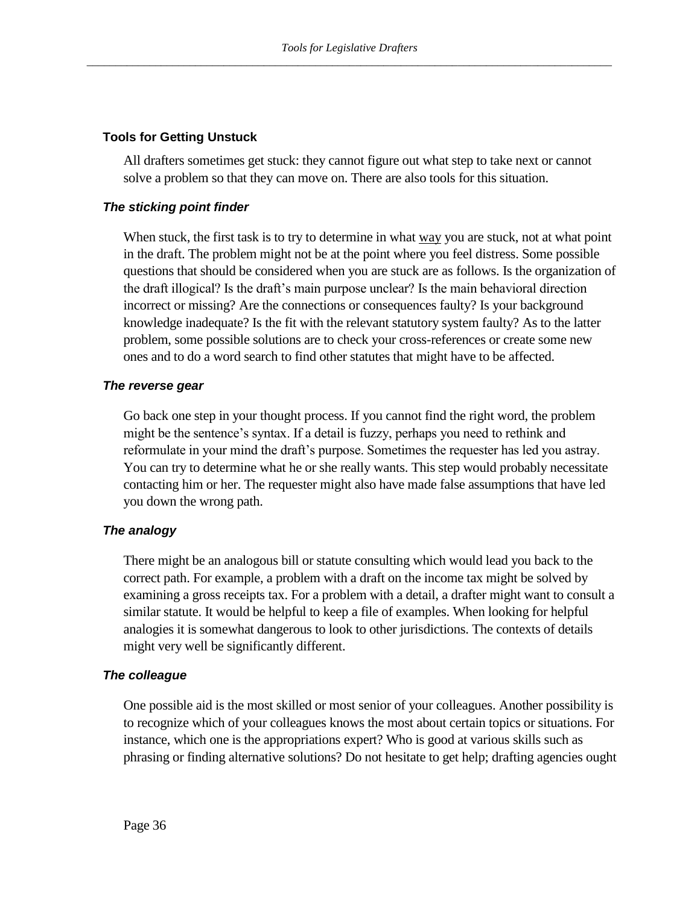## Tools for Getting Unstuck

All drafters sometimes get stuck: they cannot figure out what step to take next or cannot solve a problem so that they can move on. There are also tools for this situation.

### *The sticking point finder*

When stuck, the first task is to try to determine in what way you are stuck, not at what point in the draft. The problem might not be at the point where you feel distress. Some possible questions that should be considered when you are stuck are as follows. Is the organization of the draft illogical? Is the draft's main purpose unclear? Is the main behavioral direction incorrect or missing? Are the connections or consequences faulty? Is your background knowledge inadequate? Is the fit with the relevant statutory system faulty? As to the latter problem, some possible solutions are to check your cross-references or create some new ones and to do a word search to find other statutes that might have to be affected.

### *The reverse gear*

Go back one step in your thought process. If you cannot find the right word, the problem might be the sentence's syntax. If a detail is fuzzy, perhaps you need to rethink and reformulate in your mind the draft's purpose. Sometimes the requester has led you astray. You can try to determine what he or she really wants. This step would probably necessitate contacting him or her. The requester might also have made false assumptions that have led you down the wrong path.

### *The analogy*

There might be an analogous bill or statute consulting which would lead you back to the correct path. For example, a problem with a draft on the income tax might be solved by examining a gross receipts tax. For a problem with a detail, a drafter might want to consult a similar statute. It would be helpful to keep a file of examples. When looking for helpful analogies it is somewhat dangerous to look to other jurisdictions. The contexts of details might very well be significantly different.

### *The colleague*

One possible aid is the most skilled or most senior of your colleagues. Another possibility is to recognize which of your colleagues knows the most about certain topics or situations. For instance, which one is the appropriations expert? Who is good at various skills such as phrasing or finding alternative solutions? Do not hesitate to get help; drafting agencies ought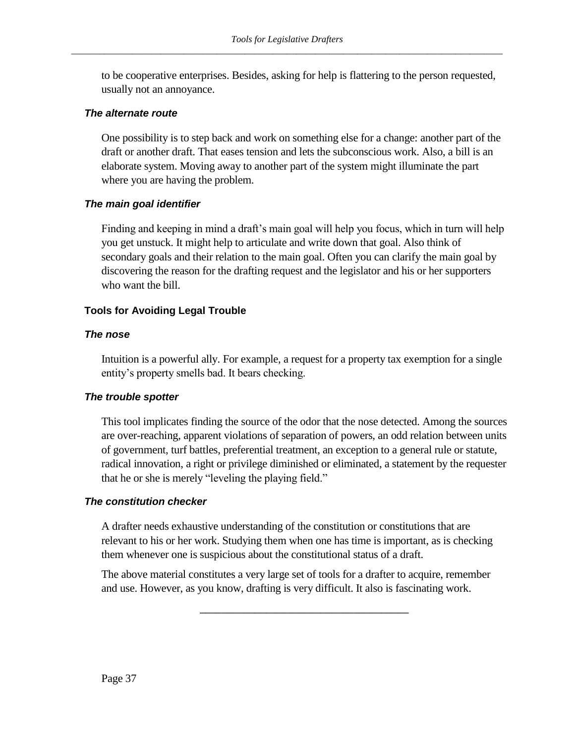to be cooperative enterprises. Besides, asking for help is flattering to the person requested, usually not an annoyance.

#### *The alternate route*

One possibility is to step back and work on something else for a change: another part of the draft or another draft. That eases tension and lets the subconscious work. Also, a bill is an elaborate system. Moving away to another part of the system might illuminate the part where you are having the problem.

#### *The main goal identifier*

Finding and keeping in mind a draft's main goal will help you focus, which in turn will help you get unstuck. It might help to articulate and write down that goal. Also think of secondary goals and their relation to the main goal. Often you can clarify the main goal by discovering the reason for the drafting request and the legislator and his or her supporters who want the bill.

### Tools for Avoiding Legal Trouble

#### *The nose*

Intuition is a powerful ally. For example, a request for a property tax exemption for a single entity's property smells bad. It bears checking.

#### *The trouble spotter*

This tool implicates finding the source of the odor that the nose detected. Among the sources are over-reaching, apparent violations of separation of powers, an odd relation between units of government, turf battles, preferential treatment, an exception to a general rule or statute, radical innovation, a right or privilege diminished or eliminated, a statement by the requester that he or she is merely "leveling the playing field."

#### *The constitution checker*

A drafter needs exhaustive understanding of the constitution or constitutions that are relevant to his or her work. Studying them when one has time is important, as is checking them whenever one is suspicious about the constitutional status of a draft.

The above material constitutes a very large set of tools for a drafter to acquire, remember and use. However, as you know, drafting is very difficult. It also is fascinating work.